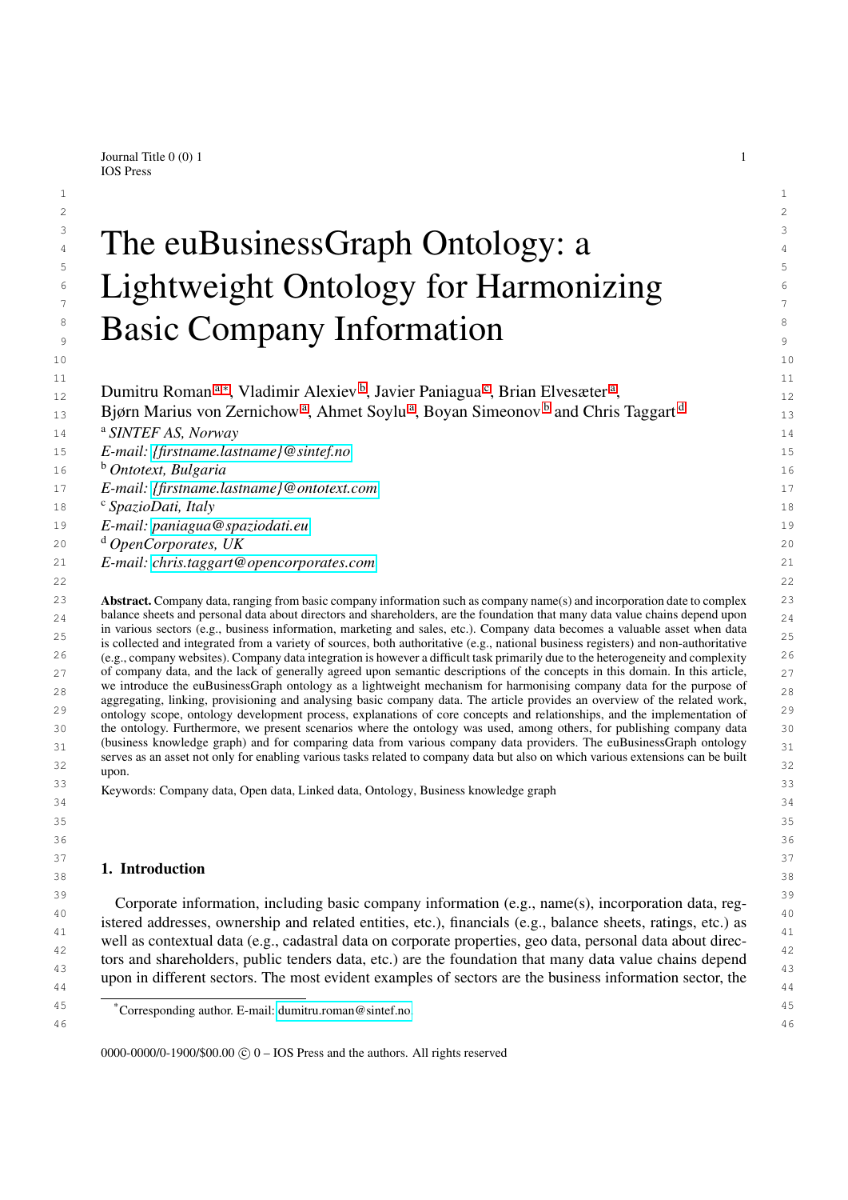# The euBusinessGraph Ontology: a Lightweight Ontology for Harmonizing Basic Company Information

Dumitru Roman [a,*], Vladimir Alexiev [b], Javier Paniagua [c], Brian Elvesæter [a], Bjørn Marius von Zernichow [a], Ahmet Soylu [a], Boyan Simeonov [b] and Chris Taggart [d]

[a] *SINTEF AS, Norway*
*E-mail: {firstname.lastname}@sintef.no*
[b] *Ontotext, Bulgaria*
*E-mail: {firstname.lastname}@ontotext.com*
[c] *SpazioDati, Italy*
*E-mail: paniagua@spaziodati.eu*
[d] *OpenCorporates, UK*
*E-mail: chris.taggart@opencorporates.com*

**Abstract.** Company data, ranging from basic company information such as company name(s) and incorporation date to complex balance sheets and personal data about directors and shareholders, are the foundation that many data value chains depend upon in various sectors (e.g., business information, marketing and sales, etc.). Company data becomes a valuable asset when data is collected and integrated from a variety of sources, both authoritative (e.g., national business registers) and non-authoritative (e.g., company websites). Company data integration is however a difficult task primarily due to the heterogeneity and complexity of company data, and the lack of generally agreed upon semantic descriptions of the concepts in this domain. In this article, we introduce the euBusinessGraph ontology as a lightweight mechanism for harmonising company data for the purpose of aggregating, linking, provisioning and analysing basic company data. The article provides an overview of the related work, ontology scope, ontology development process, explanations of core concepts and relationships, and the implementation of the ontology. Furthermore, we present scenarios where the ontology was used, among others, for publishing company data (business knowledge graph) and for comparing data from various company data providers. The euBusinessGraph ontology serves as an asset not only for enabling various tasks related to company data but also on which various extensions can be built upon.

Keywords: Company data, Open data, Linked data, Ontology, Business knowledge graph

## 1. Introduction

Corporate information, including basic company information (e.g., name(s), incorporation data, registered addresses, ownership and related entities, etc.), financials (e.g., balance sheets, ratings, etc.) as well as contextual data (e.g., cadastral data on corporate properties, geo data, personal data about directors and shareholders, public tenders data, etc.) are the foundation that many data value chains depend upon in different sectors. The most evident examples of sectors are the business information sector, the

[*] Corresponding author. E-mail: dumitru.roman@sintef.no.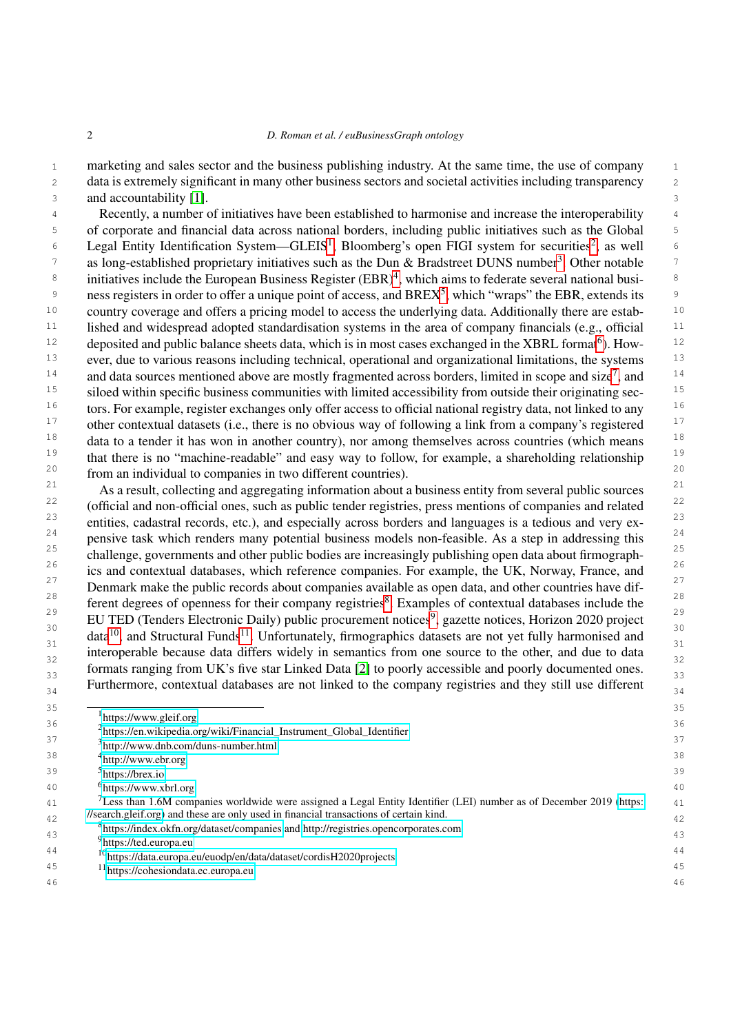marketing and sales sector and the business publishing industry. At the same time, the use of company data is extremely significant in many other business sectors and societal activities including transparency and accountability [1].

Recently, a number of initiatives have been established to harmonise and increase the interoperability of corporate and financial data across national borders, including public initiatives such as the Global Legal Entity Identification System—GLEIS[1], Bloomberg's open FIGI system for securities[2], as well as long-established proprietary initiatives such as the Dun & Bradstreet DUNS number[3]. Other notable initiatives include the European Business Register (EBR)[4], which aims to federate several national business registers in order to offer a unique point of access, and BREX[5], which "wraps" the EBR, extends its country coverage and offers a pricing model to access the underlying data. Additionally there are established and widespread adopted standardisation systems in the area of company financials (e.g., official deposited and public balance sheets data, which is in most cases exchanged in the XBRL format[6]). However, due to various reasons including technical, operational and organizational limitations, the systems and data sources mentioned above are mostly fragmented across borders, limited in scope and size[7], and siloed within specific business communities with limited accessibility from outside their originating sectors. For example, register exchanges only offer access to official national registry data, not linked to any other contextual datasets (i.e., there is no obvious way of following a link from a company's registered data to a tender it has won in another country), nor among themselves across countries (which means that there is no "machine-readable" and easy way to follow, for example, a shareholding relationship from an individual to companies in two different countries).

As a result, collecting and aggregating information about a business entity from several public sources (official and non-official ones, such as public tender registries, press mentions of companies and related entities, cadastral records, etc.), and especially across borders and languages is a tedious and very expensive task which renders many potential business models non-feasible. As a step in addressing this challenge, governments and other public bodies are increasingly publishing open data about firmographics and contextual databases, which reference companies. For example, the UK, Norway, France, and Denmark make the public records about companies available as open data, and other countries have different degrees of openness for their company registries[8]. Examples of contextual databases include the EU TED (Tenders Electronic Daily) public procurement notices[9], gazette notices, Horizon 2020 project data[10], and Structural Funds[11]. Unfortunately, firmographics datasets are not yet fully harmonised and interoperable because data differs widely in semantics from one source to the other, and due to data formats ranging from UK's five star Linked Data [2] to poorly accessible and poorly documented ones. Furthermore, contextual databases are not linked to the company registries and they still use different

---

[1] https://www.gleif.org

[2] https://en.wikipedia.org/wiki/Financial_Instrument_Global_Identifier

[3] http://www.dnb.com/duns-number.html

[4] http://www.ebr.org

[5] https://brex.io

[6] https://www.xbrl.org

[7] Less than 1.6M companies worldwide were assigned a Legal Entity Identifier (LEI) number as of December 2019 (https://search.gleif.org) and these are only used in financial transactions of certain kind.

[8] https://index.okfn.org/dataset/companies and http://registries.opencorporates.com

[9] https://ted.europa.eu

[10] https://data.europa.eu/euodp/en/data/dataset/cordisH2020projects

[11] https://cohesiondata.ec.europa.eu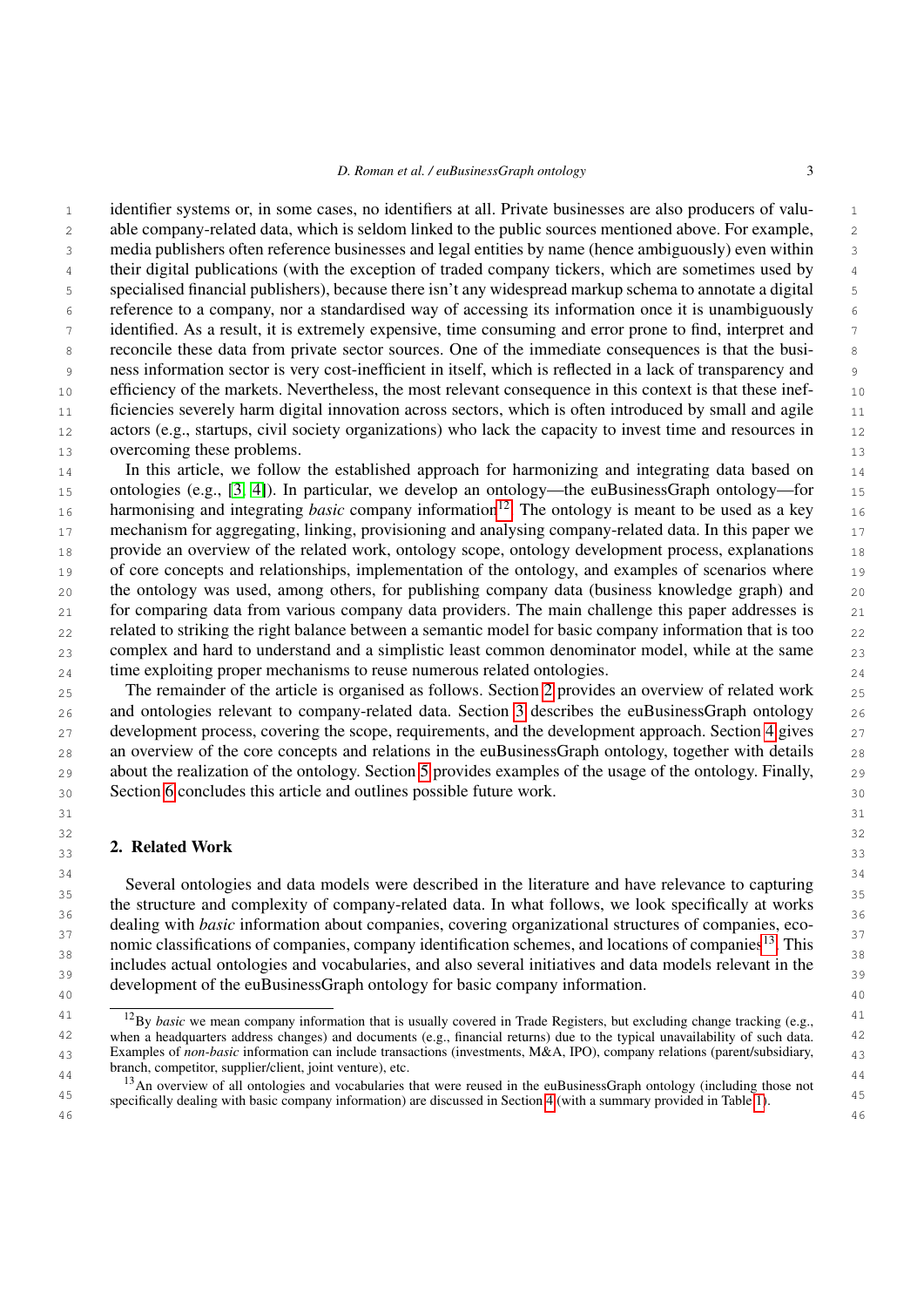identifier systems or, in some cases, no identifiers at all. Private businesses are also producers of valuable company-related data, which is seldom linked to the public sources mentioned above. For example, media publishers often reference businesses and legal entities by name (hence ambiguously) even within their digital publications (with the exception of traded company tickers, which are sometimes used by specialised financial publishers), because there isn't any widespread markup schema to annotate a digital reference to a company, nor a standardised way of accessing its information once it is unambiguously identified. As a result, it is extremely expensive, time consuming and error prone to find, interpret and reconcile these data from private sector sources. One of the immediate consequences is that the business information sector is very cost-inefficient in itself, which is reflected in a lack of transparency and efficiency of the markets. Nevertheless, the most relevant consequence in this context is that these inefficiencies severely harm digital innovation across sectors, which is often introduced by small and agile actors (e.g., startups, civil society organizations) who lack the capacity to invest time and resources in overcoming these problems.

In this article, we follow the established approach for harmonizing and integrating data based on ontologies (e.g., [3, 4]). In particular, we develop an ontology—the euBusinessGraph ontology—for harmonising and integrating *basic* company information[12]. The ontology is meant to be used as a key mechanism for aggregating, linking, provisioning and analysing company-related data. In this paper we provide an overview of the related work, ontology scope, ontology development process, explanations of core concepts and relationships, implementation of the ontology, and examples of scenarios where the ontology was used, among others, for publishing company data (business knowledge graph) and for comparing data from various company data providers. The main challenge this paper addresses is related to striking the right balance between a semantic model for basic company information that is too complex and hard to understand and a simplistic least common denominator model, while at the same time exploiting proper mechanisms to reuse numerous related ontologies.

The remainder of the article is organised as follows. Section 2 provides an overview of related work and ontologies relevant to company-related data. Section 3 describes the euBusinessGraph ontology development process, covering the scope, requirements, and the development approach. Section 4 gives an overview of the core concepts and relations in the euBusinessGraph ontology, together with details about the realization of the ontology. Section 5 provides examples of the usage of the ontology. Finally, Section 6 concludes this article and outlines possible future work.

## 2. Related Work

Several ontologies and data models were described in the literature and have relevance to capturing the structure and complexity of company-related data. In what follows, we look specifically at works dealing with *basic* information about companies, covering organizational structures of companies, economic classifications of companies, company identification schemes, and locations of companies[13]. This includes actual ontologies and vocabularies, and also several initiatives and data models relevant in the development of the euBusinessGraph ontology for basic company information.

[12] By *basic* we mean company information that is usually covered in Trade Registers, but excluding change tracking (e.g., when a headquarters address changes) and documents (e.g., financial returns) due to the typical unavailability of such data. Examples of *non-basic* information can include transactions (investments, M&A, IPO), company relations (parent/subsidiary, branch, competitor, supplier/client, joint venture), etc.

[13] An overview of all ontologies and vocabularies that were reused in the euBusinessGraph ontology (including those not specifically dealing with basic company information) are discussed in Section 4 (with a summary provided in Table 1).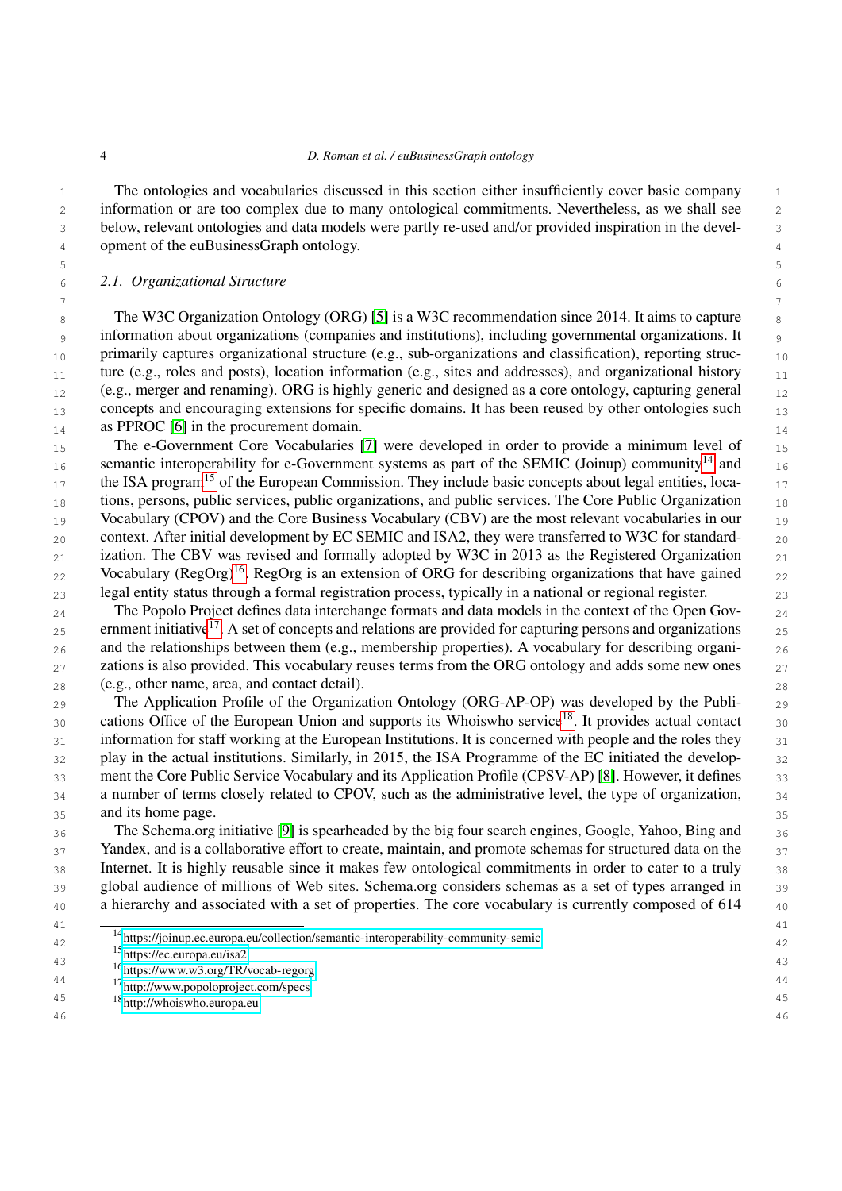The ontologies and vocabularies discussed in this section either insufficiently cover basic company information or are too complex due to many ontological commitments. Nevertheless, as we shall see below, relevant ontologies and data models were partly re-used and/or provided inspiration in the development of the euBusinessGraph ontology.

### 2.1. Organizational Structure

The W3C Organization Ontology (ORG) [5] is a W3C recommendation since 2014. It aims to capture information about organizations (companies and institutions), including governmental organizations. It primarily captures organizational structure (e.g., sub-organizations and classification), reporting structure (e.g., roles and posts), location information (e.g., sites and addresses), and organizational history (e.g., merger and renaming). ORG is highly generic and designed as a core ontology, capturing general concepts and encouraging extensions for specific domains. It has been reused by other ontologies such as PPROC [6] in the procurement domain.

The e-Government Core Vocabularies [7] were developed in order to provide a minimum level of semantic interoperability for e-Government systems as part of the SEMIC (Joinup) community[14] and the ISA program[15] of the European Commission. They include basic concepts about legal entities, locations, persons, public services, public organizations, and public services. The Core Public Organization Vocabulary (CPOV) and the Core Business Vocabulary (CBV) are the most relevant vocabularies in our context. After initial development by EC SEMIC and ISA2, they were transferred to W3C for standardization. The CBV was revised and formally adopted by W3C in 2013 as the Registered Organization Vocabulary (RegOrg)[16]. RegOrg is an extension of ORG for describing organizations that have gained legal entity status through a formal registration process, typically in a national or regional register.

The Popolo Project defines data interchange formats and data models in the context of the Open Government initiative[17]. A set of concepts and relations are provided for capturing persons and organizations and the relationships between them (e.g., membership properties). A vocabulary for describing organizations is also provided. This vocabulary reuses terms from the ORG ontology and adds some new ones (e.g., other name, area, and contact detail).

The Application Profile of the Organization Ontology (ORG-AP-OP) was developed by the Publications Office of the European Union and supports its Whoiswho service[18]. It provides actual contact information for staff working at the European Institutions. It is concerned with people and the roles they play in the actual institutions. Similarly, in 2015, the ISA Programme of the EC initiated the development the Core Public Service Vocabulary and its Application Profile (CPSV-AP) [8]. However, it defines a number of terms closely related to CPOV, such as the administrative level, the type of organization, and its home page.

The Schema.org initiative [9] is spearheaded by the big four search engines, Google, Yahoo, Bing and Yandex, and is a collaborative effort to create, maintain, and promote schemas for structured data on the Internet. It is highly reusable since it makes few ontological commitments in order to cater to a truly global audience of millions of Web sites. Schema.org considers schemas as a set of types arranged in a hierarchy and associated with a set of properties. The core vocabulary is currently composed of 614

---

[14] https://joinup.ec.europa.eu/collection/semantic-interoperability-community-semic

[15] https://ec.europa.eu/isa2

[16] https://www.w3.org/TR/vocab-regorg

[17] http://www.popoloproject.com/specs

[18] http://whoiswho.europa.eu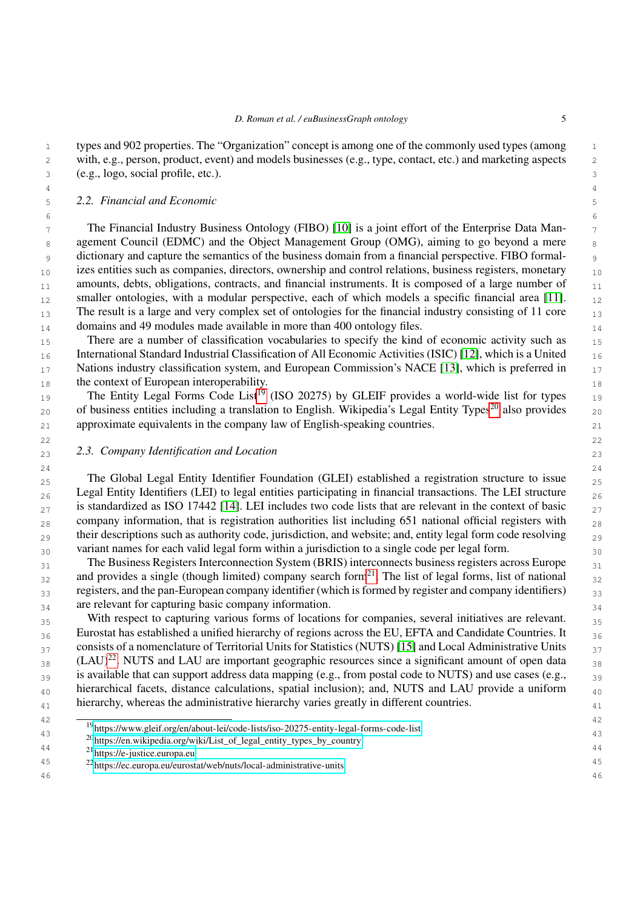types and 902 properties. The “Organization” concept is among one of the commonly used types (among with, e.g., person, product, event) and models businesses (e.g., type, contact, etc.) and marketing aspects (e.g., logo, social profile, etc.).

### 2.2. Financial and Economic

The Financial Industry Business Ontology (FIBO) [10] is a joint effort of the Enterprise Data Management Council (EDMC) and the Object Management Group (OMG), aiming to go beyond a mere dictionary and capture the semantics of the business domain from a financial perspective. FIBO formalizes entities such as companies, directors, ownership and control relations, business registers, monetary amounts, debts, obligations, contracts, and financial instruments. It is composed of a large number of smaller ontologies, with a modular perspective, each of which models a specific financial area [11]. The result is a large and very complex set of ontologies for the financial industry consisting of 11 core domains and 49 modules made available in more than 400 ontology files.

There are a number of classification vocabularies to specify the kind of economic activity such as International Standard Industrial Classification of All Economic Activities (ISIC) [12], which is a United Nations industry classification system, and European Commission’s NACE [13], which is preferred in the context of European interoperability.

The Entity Legal Forms Code List[19] (ISO 20275) by GLEIF provides a world-wide list for types of business entities including a translation to English. Wikipedia’s Legal Entity Types[20] also provides approximate equivalents in the company law of English-speaking countries.

### 2.3. Company Identification and Location

The Global Legal Entity Identifier Foundation (GLEI) established a registration structure to issue Legal Entity Identifiers (LEI) to legal entities participating in financial transactions. The LEI structure is standardized as ISO 17442 [14]. LEI includes two code lists that are relevant in the context of basic company information, that is registration authorities list including 651 national official registers with their descriptions such as authority code, jurisdiction, and website; and, entity legal form code resolving variant names for each valid legal form within a jurisdiction to a single code per legal form.

The Business Registers Interconnection System (BRIS) interconnects business registers across Europe and provides a single (though limited) company search form[21]. The list of legal forms, list of national registers, and the pan-European company identifier (which is formed by register and company identifiers) are relevant for capturing basic company information.

With respect to capturing various forms of locations for companies, several initiatives are relevant. Eurostat has established a unified hierarchy of regions across the EU, EFTA and Candidate Countries. It consists of a nomenclature of Territorial Units for Statistics (NUTS) [15] and Local Administrative Units (LAU)[22]. NUTS and LAU are important geographic resources since a significant amount of open data is available that can support address data mapping (e.g., from postal code to NUTS) and use cases (e.g., hierarchical facets, distance calculations, spatial inclusion); and, NUTS and LAU provide a uniform hierarchy, whereas the administrative hierarchy varies greatly in different countries.

---

[19] https://www.gleif.org/en/about-lei/code-lists/iso-20275-entity-legal-forms-code-list

[20] https://en.wikipedia.org/wiki/List_of_legal_entity_types_by_country

[21] https://e-justice.europa.eu

[22] https://ec.europa.eu/eurostat/web/nuts/local-administrative-units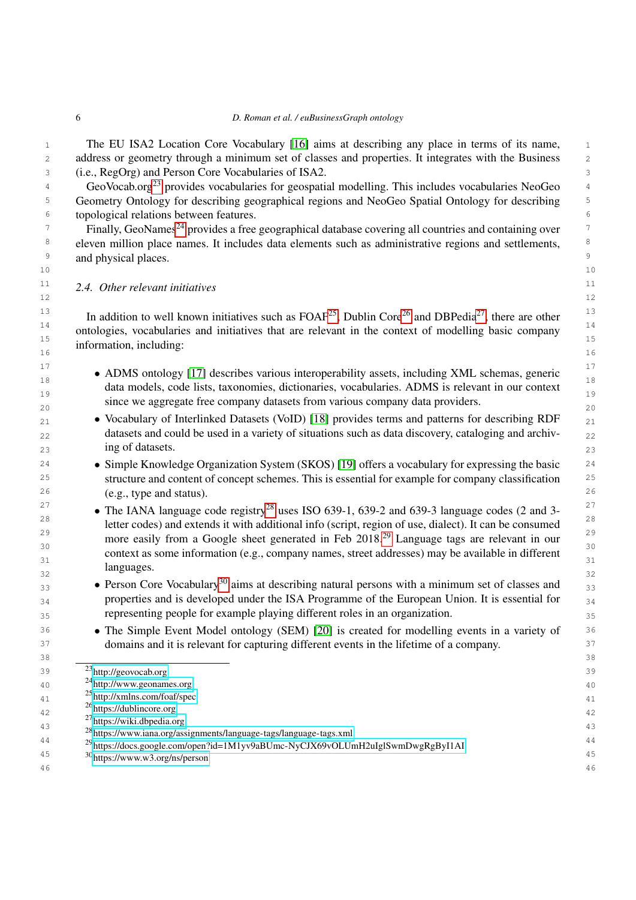The EU ISA2 Location Core Vocabulary [16] aims at describing any place in terms of its name, address or geometry through a minimum set of classes and properties. It integrates with the Business (i.e., RegOrg) and Person Core Vocabularies of ISA2.

GeoVocab.org[23] provides vocabularies for geospatial modelling. This includes vocabularies NeoGeo Geometry Ontology for describing geographical regions and NeoGeo Spatial Ontology for describing topological relations between features.

Finally, GeoNames[24] provides a free geographical database covering all countries and containing over eleven million place names. It includes data elements such as administrative regions and settlements, and physical places.

### 2.4. Other relevant initiatives

In addition to well known initiatives such as FOAF[25], Dublin Core[26] and DBPedia[27], there are other ontologies, vocabularies and initiatives that are relevant in the context of modelling basic company information, including:

- ADMS ontology [17] describes various interoperability assets, including XML schemas, generic data models, code lists, taxonomies, dictionaries, vocabularies. ADMS is relevant in our context since we aggregate free company datasets from various company data providers.
- Vocabulary of Interlinked Datasets (VoID) [18] provides terms and patterns for describing RDF datasets and could be used in a variety of situations such as data discovery, cataloging and archiving of datasets.
- Simple Knowledge Organization System (SKOS) [19] offers a vocabulary for expressing the basic structure and content of concept schemes. This is essential for example for company classification (e.g., type and status).
- The IANA language code registry[28] uses ISO 639-1, 639-2 and 639-3 language codes (2 and 3-letter codes) and extends it with additional info (script, region of use, dialect). It can be consumed more easily from a Google sheet generated in Feb 2018.[29] Language tags are relevant in our context as some information (e.g., company names, street addresses) may be available in different languages.
- Person Core Vocabulary[30] aims at describing natural persons with a minimum set of classes and properties and is developed under the ISA Programme of the European Union. It is essential for representing people for example playing different roles in an organization.
- The Simple Event Model ontology (SEM) [20] is created for modelling events in a variety of domains and it is relevant for capturing different events in the lifetime of a company.

---

[23] http://geovocab.org
[24] http://www.geonames.org
[25] http://xmlns.com/foaf/spec
[26] https://dublincore.org
[27] https://wiki.dbpedia.org
[28] https://www.iana.org/assignments/language-tags/language-tags.xml
[29] https://docs.google.com/open?id=1M1yv9aBUmc-NyCJX69vOLUmH2uIglSwmDwgRgByI1AI
[30] https://www.w3.org/ns/person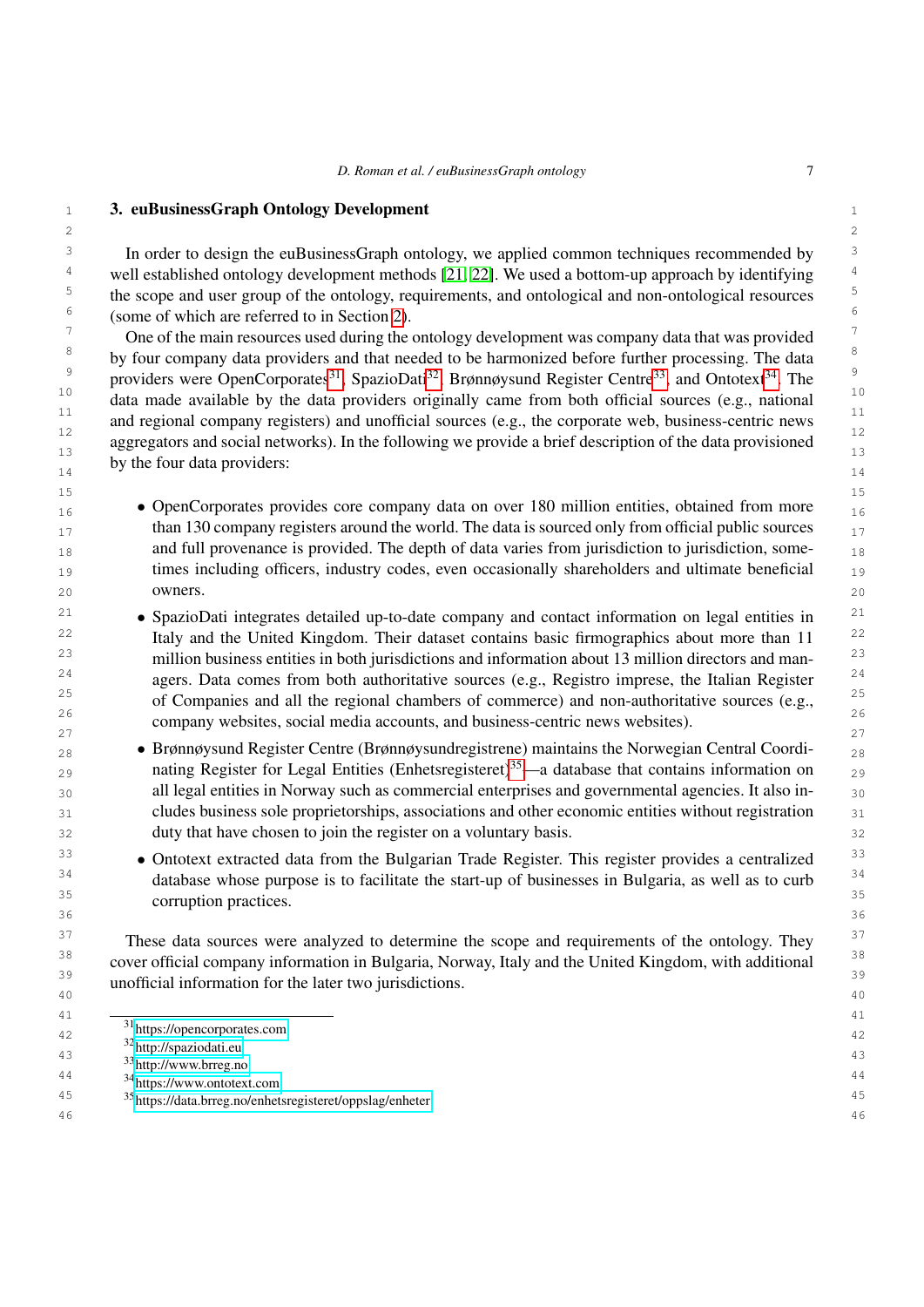## 3. euBusinessGraph Ontology Development

In order to design the euBusinessGraph ontology, we applied common techniques recommended by well established ontology development methods [21, 22]. We used a bottom-up approach by identifying the scope and user group of the ontology, requirements, and ontological and non-ontological resources (some of which are referred to in Section 2).

One of the main resources used during the ontology development was company data that was provided by four company data providers and that needed to be harmonized before further processing. The data providers were OpenCorporates[31], SpazioDati[32], Brønnøysund Register Centre[33], and Ontotext[34]. The data made available by the data providers originally came from both official sources (e.g., national and regional company registers) and unofficial sources (e.g., the corporate web, business-centric news aggregators and social networks). In the following we provide a brief description of the data provisioned by the four data providers:

- OpenCorporates provides core company data on over 180 million entities, obtained from more than 130 company registers around the world. The data is sourced only from official public sources and full provenance is provided. The depth of data varies from jurisdiction to jurisdiction, sometimes including officers, industry codes, even occasionally shareholders and ultimate beneficial owners.
- SpazioDati integrates detailed up-to-date company and contact information on legal entities in Italy and the United Kingdom. Their dataset contains basic firmographics about more than 11 million business entities in both jurisdictions and information about 13 million directors and managers. Data comes from both authoritative sources (e.g., Registro imprese, the Italian Register of Companies and all the regional chambers of commerce) and non-authoritative sources (e.g., company websites, social media accounts, and business-centric news websites).
- Brønnøysund Register Centre (Brønnøysundregistrene) maintains the Norwegian Central Coordinating Register for Legal Entities (Enhetsregisteret)[35]—a database that contains information on all legal entities in Norway such as commercial enterprises and governmental agencies. It also includes business sole proprietorships, associations and other economic entities without registration duty that have chosen to join the register on a voluntary basis.
- Ontotext extracted data from the Bulgarian Trade Register. This register provides a centralized database whose purpose is to facilitate the start-up of businesses in Bulgaria, as well as to curb corruption practices.

These data sources were analyzed to determine the scope and requirements of the ontology. They cover official company information in Bulgaria, Norway, Italy and the United Kingdom, with additional unofficial information for the later two jurisdictions.

[31] https://opencorporates.com
[32] http://spaziodati.eu
[33] http://www.brreg.no
[34] https://www.ontotext.com
[35] https://data.brreg.no/enhetsregisteret/oppslag/enheter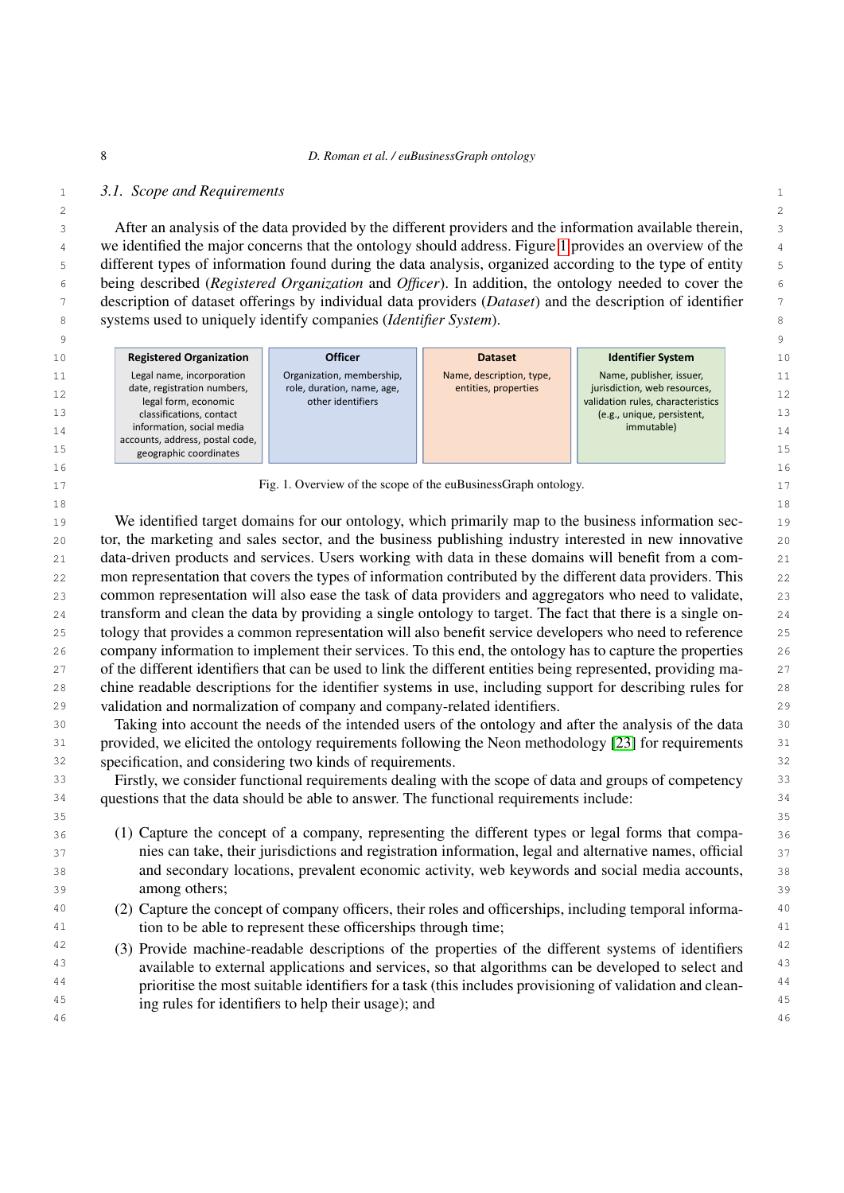### 3.1. Scope and Requirements

After an analysis of the data provided by the different providers and the information available therein, we identified the major concerns that the ontology should address. Figure 1 provides an overview of the different types of information found during the data analysis, organized according to the type of entity being described (*Registered Organization* and *Officer*). In addition, the ontology needed to cover the description of dataset offerings by individual data providers (*Dataset*) and the description of identifier systems used to uniquely identify companies (*Identifier System*).

| Registered Organization | Officer | Dataset | Identifier System |
|---|---|---|---|
| Legal name, incorporation date, registration numbers, legal form, economic classifications, contact information, social media accounts, address, postal code, geographic coordinates | Organization, membership, role, duration, name, age, other identifiers | Name, description, type, entities, properties | Name, publisher, issuer, jurisdiction, web resources, validation rules, characteristics (e.g., unique, persistent, immutable) |

Fig. 1. Overview of the scope of the euBusinessGraph ontology.

We identified target domains for our ontology, which primarily map to the business information sector, the marketing and sales sector, and the business publishing industry interested in new innovative data-driven products and services. Users working with data in these domains will benefit from a common representation that covers the types of information contributed by the different data providers. This common representation will also ease the task of data providers and aggregators who need to validate, transform and clean the data by providing a single ontology to target. The fact that there is a single ontology that provides a common representation will also benefit service developers who need to reference company information to implement their services. To this end, the ontology has to capture the properties of the different identifiers that can be used to link the different entities being represented, providing machine readable descriptions for the identifier systems in use, including support for describing rules for validation and normalization of company and company-related identifiers.

Taking into account the needs of the intended users of the ontology and after the analysis of the data provided, we elicited the ontology requirements following the Neon methodology [23] for requirements specification, and considering two kinds of requirements.

Firstly, we consider functional requirements dealing with the scope of data and groups of competency questions that the data should be able to answer. The functional requirements include:

(1) Capture the concept of a company, representing the different types or legal forms that companies can take, their jurisdictions and registration information, legal and alternative names, official and secondary locations, prevalent economic activity, web keywords and social media accounts, among others;

(2) Capture the concept of company officers, their roles and officerships, including temporal information to be able to represent these officerships through time;

(3) Provide machine-readable descriptions of the properties of the different systems of identifiers available to external applications and services, so that algorithms can be developed to select and prioritise the most suitable identifiers for a task (this includes provisioning of validation and cleaning rules for identifiers to help their usage); and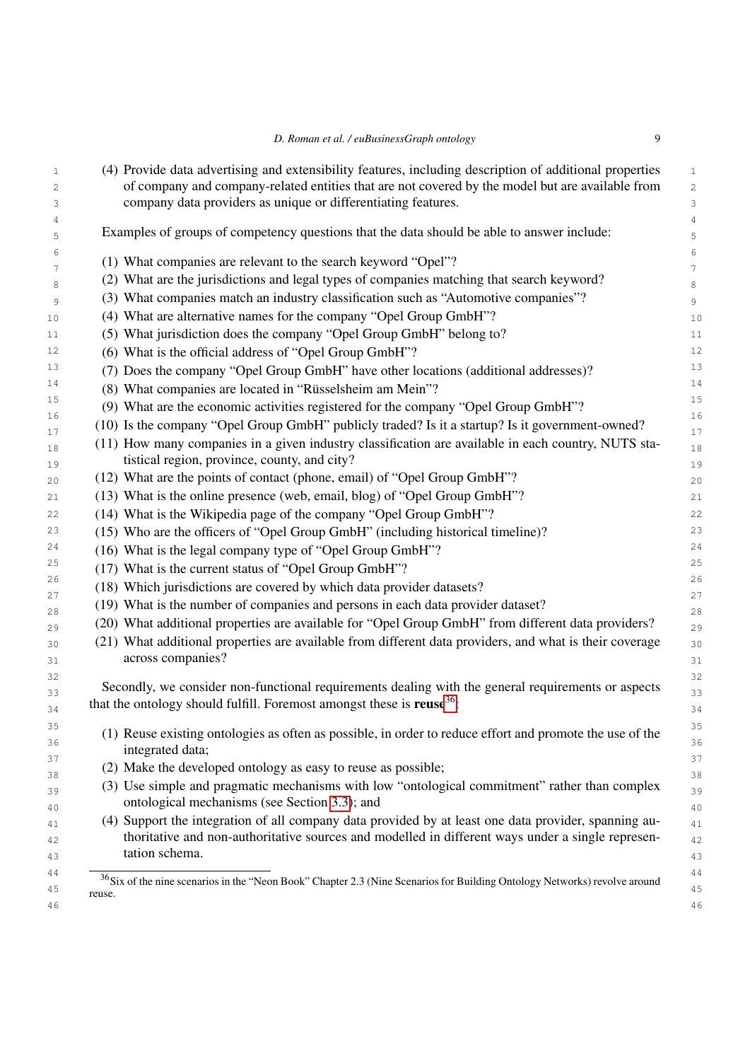(4) Provide data advertising and extensibility features, including description of additional properties of company and company-related entities that are not covered by the model but are available from company data providers as unique or differentiating features.

Examples of groups of competency questions that the data should be able to answer include:

(1) What companies are relevant to the search keyword "Opel"?
(2) What are the jurisdictions and legal types of companies matching that search keyword?
(3) What companies match an industry classification such as "Automotive companies"?
(4) What are alternative names for the company "Opel Group GmbH"?
(5) What jurisdiction does the company "Opel Group GmbH" belong to?
(6) What is the official address of "Opel Group GmbH"?
(7) Does the company "Opel Group GmbH" have other locations (additional addresses)?
(8) What companies are located in "Rüsselsheim am Mein"?
(9) What are the economic activities registered for the company "Opel Group GmbH"?
(10) Is the company "Opel Group GmbH" publicly traded? Is it a startup? Is it government-owned?
(11) How many companies in a given industry classification are available in each country, NUTS statistical region, province, county, and city?
(12) What are the points of contact (phone, email) of "Opel Group GmbH"?
(13) What is the online presence (web, email, blog) of "Opel Group GmbH"?
(14) What is the Wikipedia page of the company "Opel Group GmbH"?
(15) Who are the officers of "Opel Group GmbH" (including historical timeline)?
(16) What is the legal company type of "Opel Group GmbH"?
(17) What is the current status of "Opel Group GmbH"?
(18) Which jurisdictions are covered by which data provider datasets?
(19) What is the number of companies and persons in each data provider dataset?
(20) What additional properties are available for "Opel Group GmbH" from different data providers?
(21) What additional properties are available from different data providers, and what is their coverage across companies?

Secondly, we consider non-functional requirements dealing with the general requirements or aspects that the ontology should fulfill. Foremost amongst these is **reuse**[36]:

(1) Reuse existing ontologies as often as possible, in order to reduce effort and promote the use of the integrated data;
(2) Make the developed ontology as easy to reuse as possible;
(3) Use simple and pragmatic mechanisms with low "ontological commitment" rather than complex ontological mechanisms (see Section 3.3); and
(4) Support the integration of all company data provided by at least one data provider, spanning authoritative and non-authoritative sources and modelled in different ways under a single representation schema.

[36] Six of the nine scenarios in the "Neon Book" Chapter 2.3 (Nine Scenarios for Building Ontology Networks) revolve around reuse.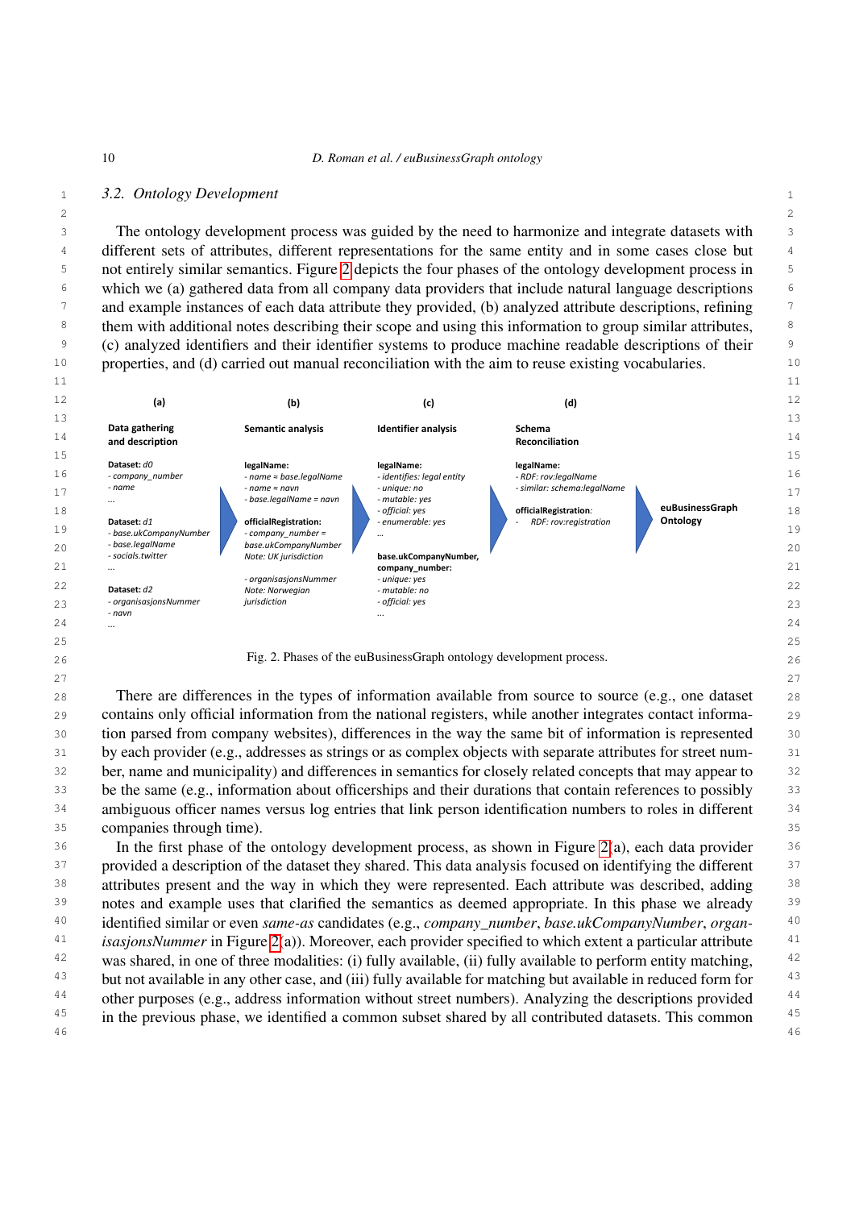### 3.2. Ontology Development

The ontology development process was guided by the need to harmonize and integrate datasets with different sets of attributes, different representations for the same entity and in some cases close but not entirely similar semantics. Figure 2 depicts the four phases of the ontology development process in which we (a) gathered data from all company data providers that include natural language descriptions and example instances of each data attribute they provided, (b) analyzed attribute descriptions, refining them with additional notes describing their scope and using this information to group similar attributes, (c) analyzed identifiers and their identifier systems to produce machine readable descriptions of their properties, and (d) carried out manual reconciliation with the aim to reuse existing vocabularies.

**(a) Data gathering and description**

Dataset: *d0*
- *company_number*
- *name*
- *...*

Dataset: *d1*
- *base.ukCompanyNumber*
- *base.legalName*
- *socials.twitter*
- *...*

Dataset: *d2*
- *organisasjonsNummer*
- *navn*
- *...*

**(b) Semantic analysis**

legalName:
- *name ≈ base.legalName*
- *name ≈ navn*
- *base.legalName ≈ navn*

officialRegistration:
- *company_number = base.ukCompanyNumber*
*Note: UK jurisdiction*
- *organisasjonsNummer*
*Note: Norwegian jurisdiction*

**(c) Identifier analysis**

legalName:
- *identifies: legal entity*
- *unique: no*
- *mutable: yes*
- *official: yes*
- *enumerable: yes*
*...*

base.ukCompanyNumber, company_number:
- *unique: yes*
- *mutable: no*
- *official: yes*
*...*

**(d) Schema Reconciliation**

legalName:
- *RDF: rov:legalName*
- *similar: schema:legalName*

officialRegistration:
- *RDF: rov:registration*

**euBusinessGraph Ontology**

Fig. 2. Phases of the euBusinessGraph ontology development process.

There are differences in the types of information available from source to source (e.g., one dataset contains only official information from the national registers, while another integrates contact information parsed from company websites), differences in the way the same bit of information is represented by each provider (e.g., addresses as strings or as complex objects with separate attributes for street number, name and municipality) and differences in semantics for closely related concepts that may appear to be the same (e.g., information about officerships and their durations that contain references to possibly ambiguous officer names versus log entries that link person identification numbers to roles in different companies through time).

In the first phase of the ontology development process, as shown in Figure 2(a), each data provider provided a description of the dataset they shared. This data analysis focused on identifying the different attributes present and the way in which they were represented. Each attribute was described, adding notes and example uses that clarified the semantics as deemed appropriate. In this phase we already identified similar or even *same-as* candidates (e.g., *company_number*, *base.ukCompanyNumber*, *organisasjonsNummer* in Figure 2(a)). Moreover, each provider specified to which extent a particular attribute was shared, in one of three modalities: (i) fully available, (ii) fully available to perform entity matching, but not available in any other case, and (iii) fully available for matching but available in reduced form for other purposes (e.g., address information without street numbers). Analyzing the descriptions provided in the previous phase, we identified a common subset shared by all contributed datasets. This common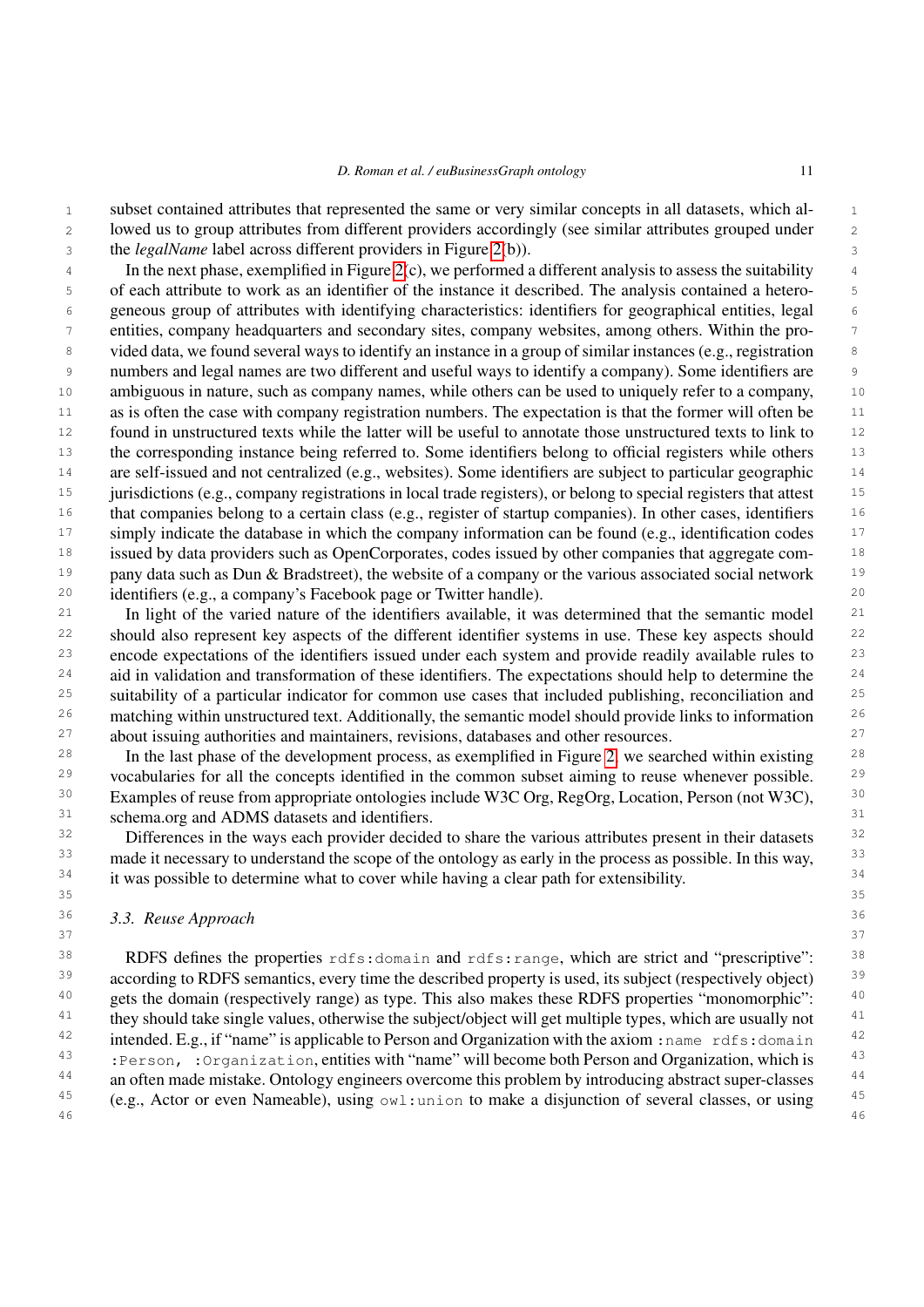subset contained attributes that represented the same or very similar concepts in all datasets, which allowed us to group attributes from different providers accordingly (see similar attributes grouped under the *legalName* label across different providers in Figure 2(b)).

In the next phase, exemplified in Figure 2(c), we performed a different analysis to assess the suitability of each attribute to work as an identifier of the instance it described. The analysis contained a heterogeneous group of attributes with identifying characteristics: identifiers for geographical entities, legal entities, company headquarters and secondary sites, company websites, among others. Within the provided data, we found several ways to identify an instance in a group of similar instances (e.g., registration numbers and legal names are two different and useful ways to identify a company). Some identifiers are ambiguous in nature, such as company names, while others can be used to uniquely refer to a company, as is often the case with company registration numbers. The expectation is that the former will often be found in unstructured texts while the latter will be useful to annotate those unstructured texts to link to the corresponding instance being referred to. Some identifiers belong to official registers while others are self-issued and not centralized (e.g., websites). Some identifiers are subject to particular geographic jurisdictions (e.g., company registrations in local trade registers), or belong to special registers that attest that companies belong to a certain class (e.g., register of startup companies). In other cases, identifiers simply indicate the database in which the company information can be found (e.g., identification codes issued by data providers such as OpenCorporates, codes issued by other companies that aggregate company data such as Dun & Bradstreet), the website of a company or the various associated social network identifiers (e.g., a company's Facebook page or Twitter handle).

In light of the varied nature of the identifiers available, it was determined that the semantic model should also represent key aspects of the different identifier systems in use. These key aspects should encode expectations of the identifiers issued under each system and provide readily available rules to aid in validation and transformation of these identifiers. The expectations should help to determine the suitability of a particular indicator for common use cases that included publishing, reconciliation and matching within unstructured text. Additionally, the semantic model should provide links to information about issuing authorities and maintainers, revisions, databases and other resources.

In the last phase of the development process, as exemplified in Figure 2, we searched within existing vocabularies for all the concepts identified in the common subset aiming to reuse whenever possible. Examples of reuse from appropriate ontologies include W3C Org, RegOrg, Location, Person (not W3C), schema.org and ADMS datasets and identifiers.

Differences in the ways each provider decided to share the various attributes present in their datasets made it necessary to understand the scope of the ontology as early in the process as possible. In this way, it was possible to determine what to cover while having a clear path for extensibility.

### 3.3. Reuse Approach

RDFS defines the properties `rdfs:domain` and `rdfs:range`, which are strict and "prescriptive": according to RDFS semantics, every time the described property is used, its subject (respectively object) gets the domain (respectively range) as type. This also makes these RDFS properties "monomorphic": they should take single values, otherwise the subject/object will get multiple types, which are usually not intended. E.g., if "name" is applicable to Person and Organization with the axiom `:name rdfs:domain :Person, :Organization`, entities with "name" will become both Person and Organization, which is an often made mistake. Ontology engineers overcome this problem by introducing abstract super-classes (e.g., Actor or even Nameable), using `owl:union` to make a disjunction of several classes, or using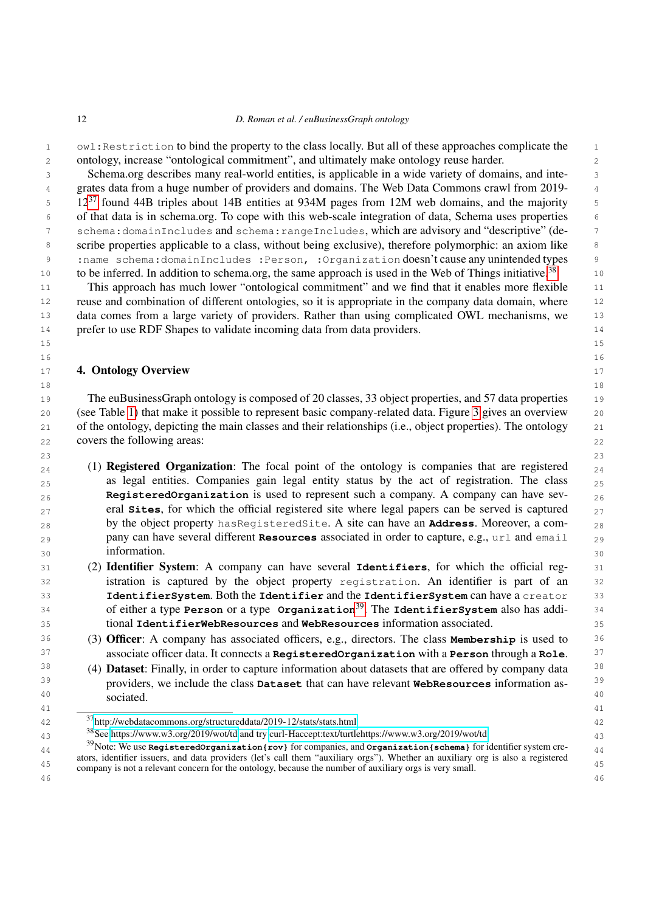`owl:Restriction` to bind the property to the class locally. But all of these approaches complicate the ontology, increase "ontological commitment", and ultimately make ontology reuse harder.

Schema.org describes many real-world entities, is applicable in a wide variety of domains, and integrates data from a huge number of providers and domains. The Web Data Commons crawl from 2019-12[37] found 44B triples about 14B entities at 934M pages from 12M web domains, and the majority of that data is in schema.org. To cope with this web-scale integration of data, Schema uses properties `schema:domainIncludes` and `schema:rangeIncludes`, which are advisory and "descriptive" (describe properties applicable to a class, without being exclusive), therefore polymorphic: an axiom like `:name schema:domainIncludes :Person, :Organization` doesn't cause any unintended types to be inferred. In addition to schema.org, the same approach is used in the Web of Things initiative.[38]

This approach has much lower "ontological commitment" and we find that it enables more flexible reuse and combination of different ontologies, so it is appropriate in the company data domain, where data comes from a large variety of providers. Rather than using complicated OWL mechanisms, we prefer to use RDF Shapes to validate incoming data from data providers.

## 4. Ontology Overview

The euBusinessGraph ontology is composed of 20 classes, 33 object properties, and 57 data properties (see Table 1) that make it possible to represent basic company-related data. Figure 3 gives an overview of the ontology, depicting the main classes and their relationships (i.e., object properties). The ontology covers the following areas:

1. **Registered Organization**: The focal point of the ontology is companies that are registered as legal entities. Companies gain legal entity status by the act of registration. The class **`RegisteredOrganization`** is used to represent such a company. A company can have several **`Sites`**, for which the official registered site where legal papers can be served is captured by the object property `hasRegisteredSite`. A site can have an **`Address`**. Moreover, a company can have several different **`Resources`** associated in order to capture, e.g., `url` and `email` information.
2. **Identifier System**: A company can have several **`Identifiers`**, for which the official registration is captured by the object property `registration`. An identifier is part of an **`IdentifierSystem`**. Both the **`Identifier`** and the **`IdentifierSystem`** can have a `creator` of either a type **`Person`** or a type **`Organization`**[39]. The **`IdentifierSystem`** also has additional **`IdentifierWebResources`** and **`WebResources`** information associated.
3. **Officer**: A company has associated officers, e.g., directors. The class **`Membership`** is used to associate officer data. It connects a **`RegisteredOrganization`** with a **`Person`** through a **`Role`**.
4. **Dataset**: Finally, in order to capture information about datasets that are offered by company data providers, we include the class **`Dataset`** that can have relevant **`WebResources`** information associated.

---

[37] http://webdatacommons.org/structureddata/2019-12/stats/stats.html

[38] See https://www.w3.org/2019/wot/td and try curl-Haccept:text/turtlehttps://www.w3.org/2019/wot/td

[39] Note: We use **`RegisteredOrganization{rov}`** for companies, and **`Organization{schema}`** for identifier system creators, identifier issuers, and data providers (let's call them "auxiliary orgs"). Whether an auxiliary org is also a registered company is not a relevant concern for the ontology, because the number of auxiliary orgs is very small.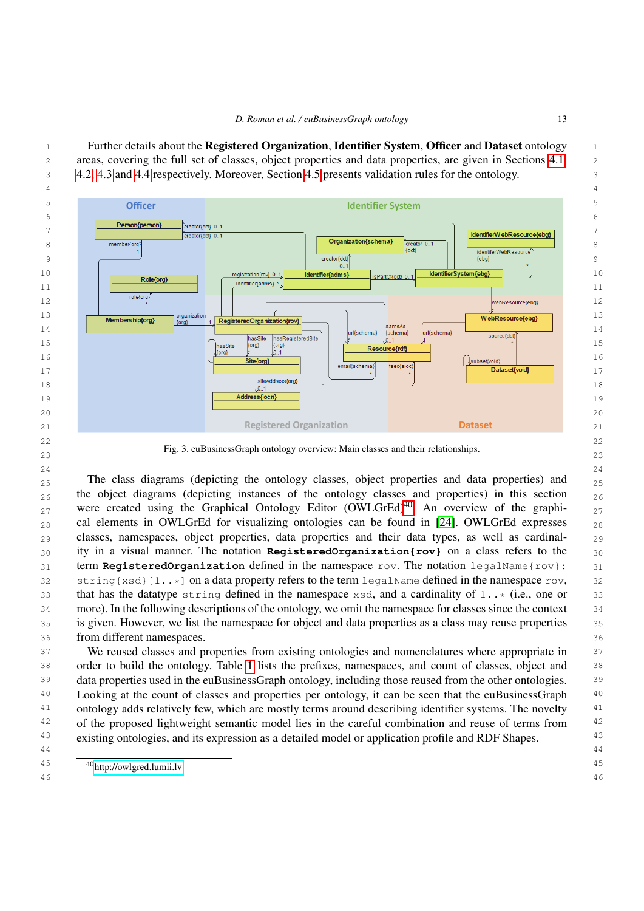Further details about the **Registered Organization**, **Identifier System**, **Officer** and **Dataset** ontology areas, covering the full set of classes, object properties and data properties, are given in Sections 4.1, 4.2, 4.3 and 4.4 respectively. Moreover, Section 4.5 presents validation rules for the ontology.

Fig. 3. euBusinessGraph ontology overview: Main classes and their relationships.

The class diagrams (depicting the ontology classes, object properties and data properties) and the object diagrams (depicting instances of the ontology classes and properties) in this section were created using the Graphical Ontology Editor (OWLGrEd)[40]. An overview of the graphical elements in OWLGrEd for visualizing ontologies can be found in [24]. OWLGrEd expresses classes, namespaces, object properties, data properties and their data types, as well as cardinality in a visual manner. The notation **`RegisteredOrganization{rov}`** on a class refers to the term **`RegisteredOrganization`** defined in the namespace `rov`. The notation `legalName{rov}: string{xsd}[1..*]` on a data property refers to the term `legalName` defined in the namespace `rov`, that has the datatype `string` defined in the namespace `xsd`, and a cardinality of `1..*` (i.e., one or more). In the following descriptions of the ontology, we omit the namespace for classes since the context is given. However, we list the namespace for object and data properties as a class may reuse properties from different namespaces.

We reused classes and properties from existing ontologies and nomenclatures where appropriate in order to build the ontology. Table 1 lists the prefixes, namespaces, and count of classes, object and data properties used in the euBusinessGraph ontology, including those reused from the other ontologies. Looking at the count of classes and properties per ontology, it can be seen that the euBusinessGraph ontology adds relatively few, which are mostly terms around describing identifier systems. The novelty of the proposed lightweight semantic model lies in the careful combination and reuse of terms from existing ontologies, and its expression as a detailed model or application profile and RDF Shapes.

[40] http://owlgred.lumii.lv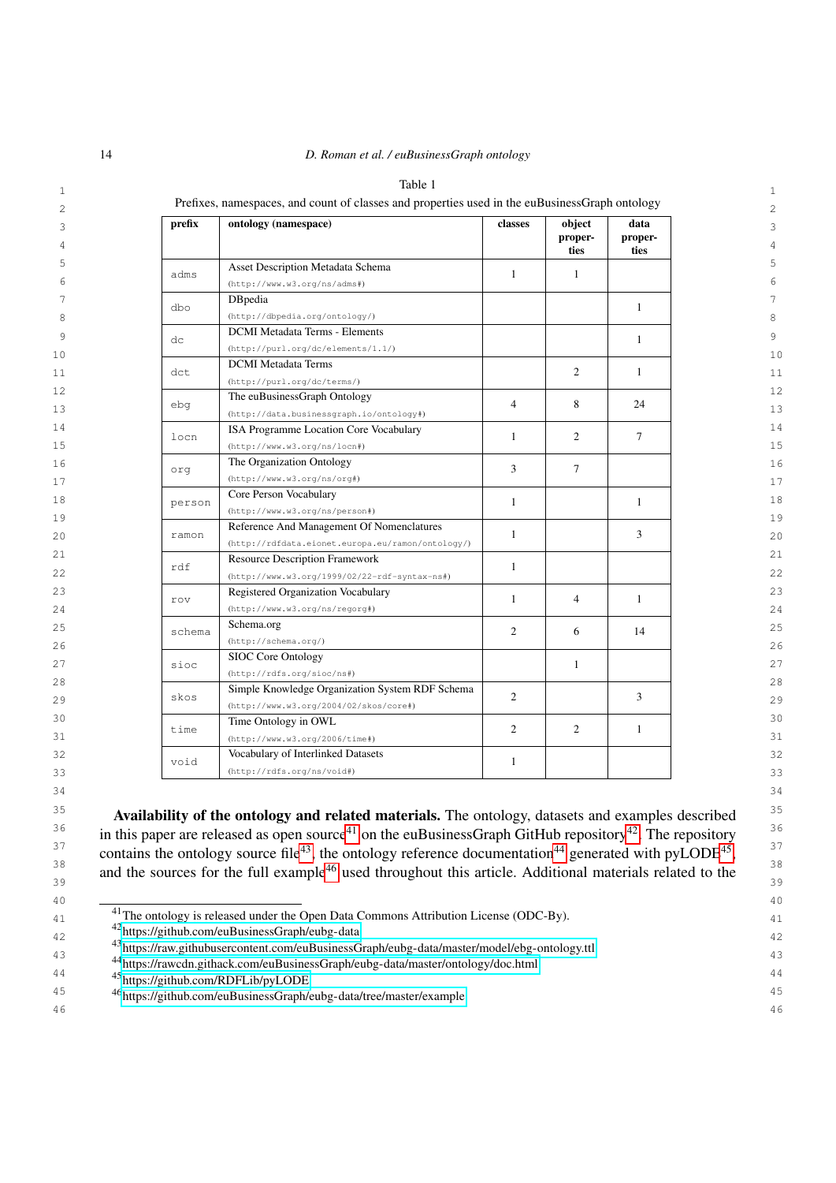Table 1

Prefixes, namespaces, and count of classes and properties used in the euBusinessGraph ontology

| prefix | ontology (namespace) | classes | object properties | data properties |
|---|---|---|---|---|
| adms | Asset Description Metadata Schema (http://www.w3.org/ns/adms#) | 1 | 1 | |
| dbo | DBpedia (http://dbpedia.org/ontology/) | | | 1 |
| dc | DCMI Metadata Terms - Elements (http://purl.org/dc/elements/1.1/) | | | 1 |
| dct | DCMI Metadata Terms (http://purl.org/dc/terms/) | | 2 | 1 |
| ebg | The euBusinessGraph Ontology (http://data.businessgraph.io/ontology#) | 4 | 8 | 24 |
| locn | ISA Programme Location Core Vocabulary (http://www.w3.org/ns/locn#) | 1 | 2 | 7 |
| org | The Organization Ontology (http://www.w3.org/ns/org#) | 3 | 7 | |
| person | Core Person Vocabulary (http://www.w3.org/ns/person#) | 1 | | 1 |
| ramon | Reference And Management Of Nomenclatures (http://rdfdata.eionet.europa.eu/ramon/ontology/) | 1 | | 3 |
| rdf | Resource Description Framework (http://www.w3.org/1999/02/22-rdf-syntax-ns#) | 1 | | |
| rov | Registered Organization Vocabulary (http://www.w3.org/ns/regorg#) | 1 | 4 | 1 |
| schema | Schema.org (http://schema.org/) | 2 | 6 | 14 |
| sioc | SIOC Core Ontology (http://rdfs.org/sioc/ns#) | | 1 | |
| skos | Simple Knowledge Organization System RDF Schema (http://www.w3.org/2004/02/skos/core#) | 2 | | 3 |
| time | Time Ontology in OWL (http://www.w3.org/2006/time#) | 2 | 2 | 1 |
| void | Vocabulary of Interlinked Datasets (http://rdfs.org/ns/void#) | 1 | | |

**Availability of the ontology and related materials.** The ontology, datasets and examples described in this paper are released as open source[41] on the euBusinessGraph GitHub repository[42]. The repository contains the ontology source file[43], the ontology reference documentation[44] generated with pyLODE[45], and the sources for the full example[46] used throughout this article. Additional materials related to the

---

[41] The ontology is released under the Open Data Commons Attribution License (ODC-By).

[42] https://github.com/euBusinessGraph/eubg-data

[43] https://raw.githubusercontent.com/euBusinessGraph/eubg-data/master/model/ebg-ontology.ttl

[44] https://rawcdn.githack.com/euBusinessGraph/eubg-data/master/ontology/doc.html

[45] https://github.com/RDFLib/pyLODE

[46] https://github.com/euBusinessGraph/eubg-data/tree/master/example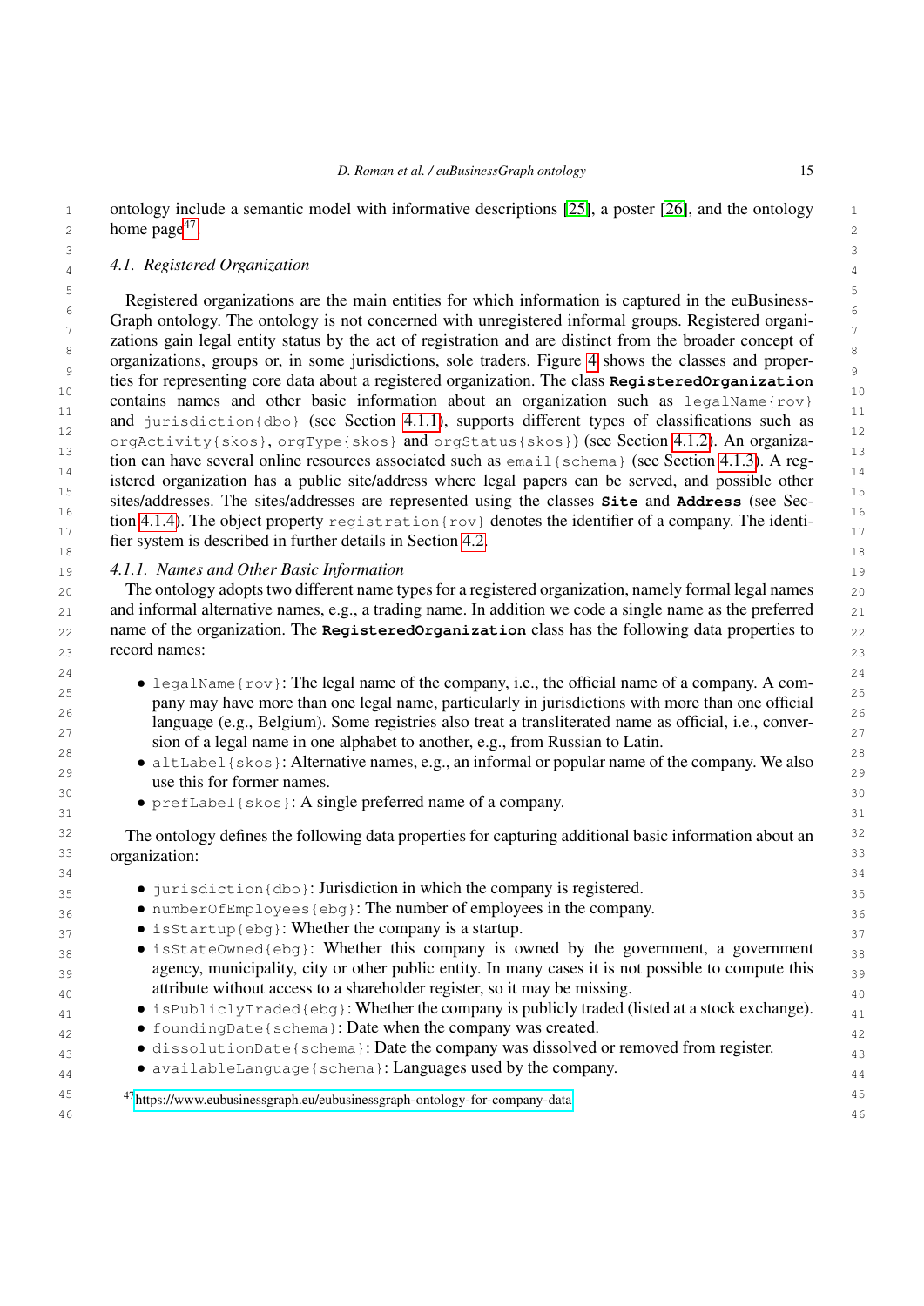ontology include a semantic model with informative descriptions [25], a poster [26], and the ontology home page[47].

### 4.1. Registered Organization

Registered organizations are the main entities for which information is captured in the euBusinessGraph ontology. The ontology is not concerned with unregistered informal groups. Registered organizations gain legal entity status by the act of registration and are distinct from the broader concept of organizations, groups or, in some jurisdictions, sole traders. Figure 4 shows the classes and properties for representing core data about a registered organization. The class **RegisteredOrganization** contains names and other basic information about an organization such as `legalName{rov}` and `jurisdiction{dbo}` (see Section 4.1.1), supports different types of classifications such as `orgActivity{skos}`, `orgType{skos}` and `orgStatus{skos}`) (see Section 4.1.2). An organization can have several online resources associated such as `email{schema}` (see Section 4.1.3). A registered organization has a public site/address where legal papers can be served, and possible other sites/addresses. The sites/addresses are represented using the classes **Site** and **Address** (see Section 4.1.4). The object property `registration{rov}` denotes the identifier of a company. The identifier system is described in further details in Section 4.2.

#### 4.1.1. Names and Other Basic Information

The ontology adopts two different name types for a registered organization, namely formal legal names and informal alternative names, e.g., a trading name. In addition we code a single name as the preferred name of the organization. The **RegisteredOrganization** class has the following data properties to record names:

- `legalName{rov}`: The legal name of the company, i.e., the official name of a company. A company may have more than one legal name, particularly in jurisdictions with more than one official language (e.g., Belgium). Some registries also treat a transliterated name as official, i.e., conversion of a legal name in one alphabet to another, e.g., from Russian to Latin.
- `altLabel{skos}`: Alternative names, e.g., an informal or popular name of the company. We also use this for former names.
- `prefLabel{skos}`: A single preferred name of a company.

The ontology defines the following data properties for capturing additional basic information about an organization:

- `jurisdiction{dbo}`: Jurisdiction in which the company is registered.
- `numberOfEmployees{ebg}`: The number of employees in the company.
- `isStartup{ebg}`: Whether the company is a startup.
- `isStateOwned{ebg}`: Whether this company is owned by the government, a government agency, municipality, city or other public entity. In many cases it is not possible to compute this attribute without access to a shareholder register, so it may be missing.
- `isPubliclyTraded{ebg}`: Whether the company is publicly traded (listed at a stock exchange).
- `foundingDate{schema}`: Date when the company was created.
- `dissolutionDate{schema}`: Date the company was dissolved or removed from register.
- `availableLanguage{schema}`: Languages used by the company.

[47] https://www.eubusinessgraph.eu/eubusinessgraph-ontology-for-company-data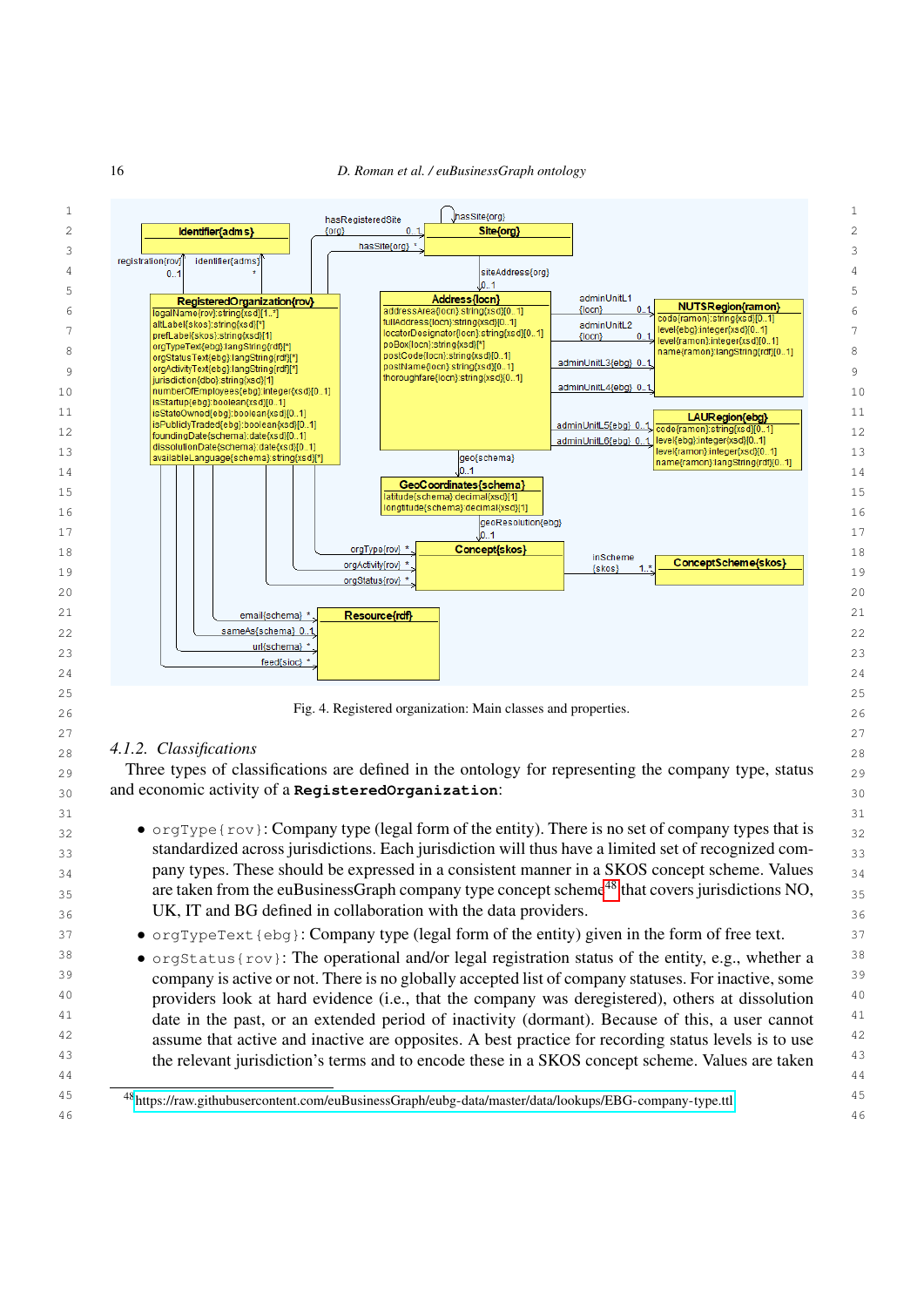Fig. 4. Registered organization: Main classes and properties.

### 4.1.2. *Classifications*

Three types of classifications are defined in the ontology for representing the company type, status and economic activity of a **RegisteredOrganization**:

- orgType{rov}: Company type (legal form of the entity). There is no set of company types that is standardized across jurisdictions. Each jurisdiction will thus have a limited set of recognized company types. These should be expressed in a consistent manner in a SKOS concept scheme. Values are taken from the euBusinessGraph company type concept scheme[48] that covers jurisdictions NO, UK, IT and BG defined in collaboration with the data providers.
- orgTypeText{ebg}: Company type (legal form of the entity) given in the form of free text.
- orgStatus{rov}: The operational and/or legal registration status of the entity, e.g., whether a company is active or not. There is no globally accepted list of company statuses. For inactive, some providers look at hard evidence (i.e., that the company was deregistered), others at dissolution date in the past, or an extended period of inactivity (dormant). Because of this, a user cannot assume that active and inactive are opposites. A best practice for recording status levels is to use the relevant jurisdiction's terms and to encode these in a SKOS concept scheme. Values are taken

[48] https://raw.githubusercontent.com/euBusinessGraph/eubg-data/master/data/lookups/EBG-company-type.ttl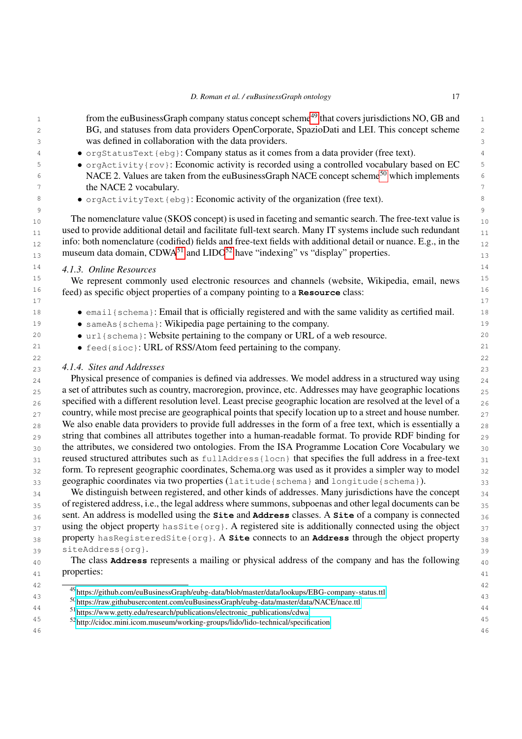from the euBusinessGraph company status concept scheme[49] that covers jurisdictions NO, GB and BG, and statuses from data providers OpenCorporate, SpazioDati and LEI. This concept scheme was defined in collaboration with the data providers.

- `orgStatusText{ebg}`: Company status as it comes from a data provider (free text).
- `orgActivity{rov}`: Economic activity is recorded using a controlled vocabulary based on EC NACE 2. Values are taken from the euBusinessGraph NACE concept scheme[50] which implements the NACE 2 vocabulary.
- `orgActivityText{ebg}`: Economic activity of the organization (free text).

The nomenclature value (SKOS concept) is used in faceting and semantic search. The free-text value is used to provide additional detail and facilitate full-text search. Many IT systems include such redundant info: both nomenclature (codified) fields and free-text fields with additional detail or nuance. E.g., in the museum data domain, CDWA[51] and LIDO[52] have "indexing" vs "display" properties.

#### 4.1.3. Online Resources

We represent commonly used electronic resources and channels (website, Wikipedia, email, news feed) as specific object properties of a company pointing to a **Resource** class:

- `email{schema}`: Email that is officially registered and with the same validity as certified mail.
- `sameAs{schema}`: Wikipedia page pertaining to the company.
- `url{schema}`: Website pertaining to the company or URL of a web resource.
- `feed{sioc}`: URL of RSS/Atom feed pertaining to the company.

#### 4.1.4. Sites and Addresses

Physical presence of companies is defined via addresses. We model address in a structured way using a set of attributes such as country, macroregion, province, etc. Addresses may have geographic locations specified with a different resolution level. Least precise geographic location are resolved at the level of a country, while most precise are geographical points that specify location up to a street and house number. We also enable data providers to provide full addresses in the form of a free text, which is essentially a string that combines all attributes together into a human-readable format. To provide RDF binding for the attributes, we considered two ontologies. From the ISA Programme Location Core Vocabulary we reused structured attributes such as `fullAddress{locn}` that specifies the full address in a free-text form. To represent geographic coordinates, Schema.org was used as it provides a simpler way to model geographic coordinates via two properties (`latitude{schema}` and `longitude{schema}`).

We distinguish between registered, and other kinds of addresses. Many jurisdictions have the concept of registered address, i.e., the legal address where summons, subpoenas and other legal documents can be sent. An address is modelled using the **Site** and **Address** classes. A **Site** of a company is connected using the object property `hasSite{org}`. A registered site is additionally connected using the object property `hasRegisteredSite{org}`. A **Site** connects to an **Address** through the object property `siteAddress{org}`.

The class **Address** represents a mailing or physical address of the company and has the following properties:

---

[49] https://github.com/euBusinessGraph/eubg-data/blob/master/data/lookups/EBG-company-status.ttl

[50] https://raw.githubusercontent.com/euBusinessGraph/eubg-data/master/data/NACE/nace.ttl

[51] https://www.getty.edu/research/publications/electronic_publications/cdwa

[52] http://cidoc.mini.icom.museum/working-groups/lido/lido-technical/specification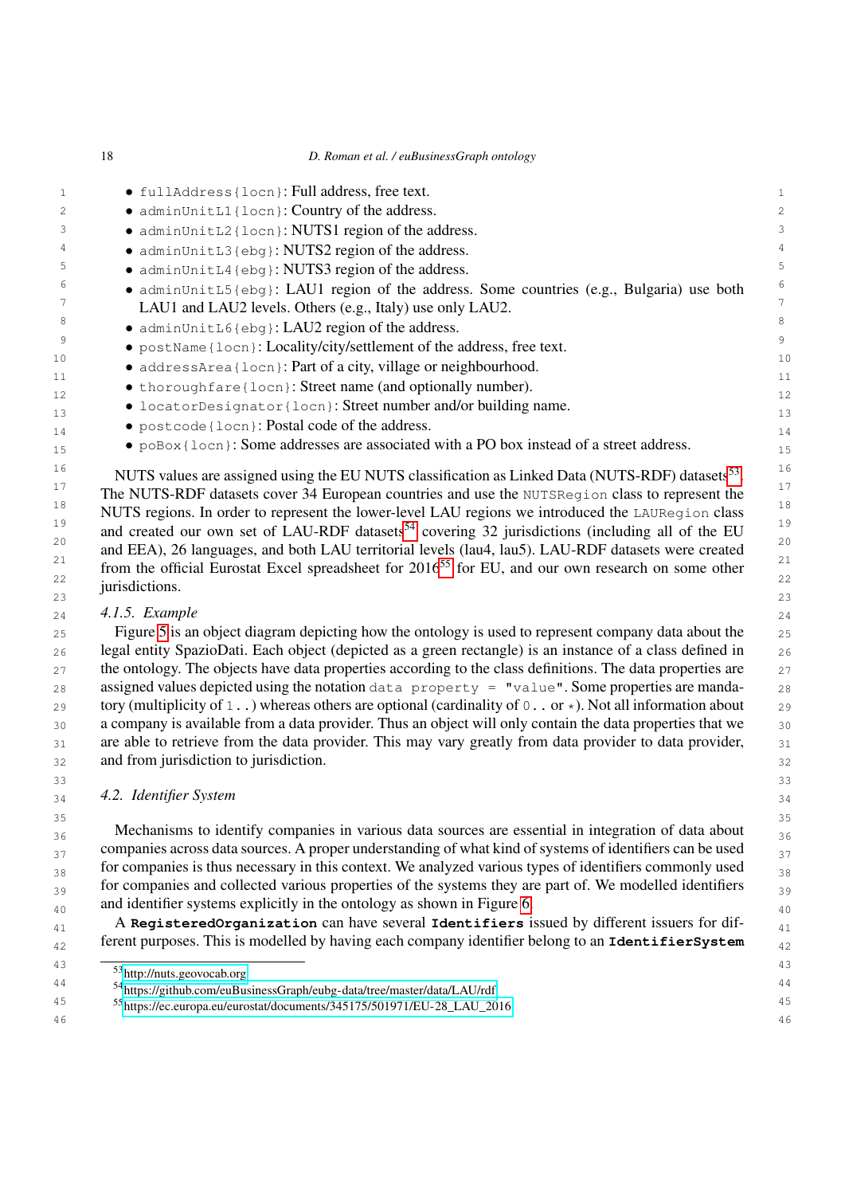- `fullAddress{locn}`: Full address, free text.
- `adminUnitL1{locn}`: Country of the address.
- `adminUnitL2{locn}`: NUTS1 region of the address.
- `adminUnitL3{ebg}`: NUTS2 region of the address.
- `adminUnitL4{ebg}`: NUTS3 region of the address.
- `adminUnitL5{ebg}`: LAU1 region of the address. Some countries (e.g., Bulgaria) use both LAU1 and LAU2 levels. Others (e.g., Italy) use only LAU2.
- `adminUnitL6{ebg}`: LAU2 region of the address.
- `postName{locn}`: Locality/city/settlement of the address, free text.
- `addressArea{locn}`: Part of a city, village or neighbourhood.
- `thoroughfare{locn}`: Street name (and optionally number).
- `locatorDesignator{locn}`: Street number and/or building name.
- `postcode{locn}`: Postal code of the address.
- `poBox{locn}`: Some addresses are associated with a PO box instead of a street address.

NUTS values are assigned using the EU NUTS classification as Linked Data (NUTS-RDF) datasets[53]. The NUTS-RDF datasets cover 34 European countries and use the `NUTSRegion` class to represent the NUTS regions. In order to represent the lower-level LAU regions we introduced the `LAURegion` class and created our own set of LAU-RDF datasets[54] covering 32 jurisdictions (including all of the EU and EEA), 26 languages, and both LAU territorial levels (lau4, lau5). LAU-RDF datasets were created from the official Eurostat Excel spreadsheet for 2016[55] for EU, and our own research on some other jurisdictions.

#### *4.1.5. Example*

Figure 5 is an object diagram depicting how the ontology is used to represent company data about the legal entity SpazioDati. Each object (depicted as a green rectangle) is an instance of a class defined in the ontology. The objects have data properties according to the class definitions. The data properties are assigned values depicted using the notation `data property = "value"`. Some properties are mandatory (multiplicity of `1..`) whereas others are optional (cardinality of `0..` or `*`). Not all information about a company is available from a data provider. Thus an object will only contain the data properties that we are able to retrieve from the data provider. This may vary greatly from data provider to data provider, and from jurisdiction to jurisdiction.

### *4.2. Identifier System*

Mechanisms to identify companies in various data sources are essential in integration of data about companies across data sources. A proper understanding of what kind of systems of identifiers can be used for companies is thus necessary in this context. We analyzed various types of identifiers commonly used for companies and collected various properties of the systems they are part of. We modelled identifiers and identifier systems explicitly in the ontology as shown in Figure 6.

A **`RegisteredOrganization`** can have several **`Identifiers`** issued by different issuers for different purposes. This is modelled by having each company identifier belong to an **`IdentifierSystem`**

---

[53] http://nuts.geovocab.org

[54] https://github.com/euBusinessGraph/eubg-data/tree/master/data/LAU/rdf

[55] https://ec.europa.eu/eurostat/documents/345175/501971/EU-28_LAU_2016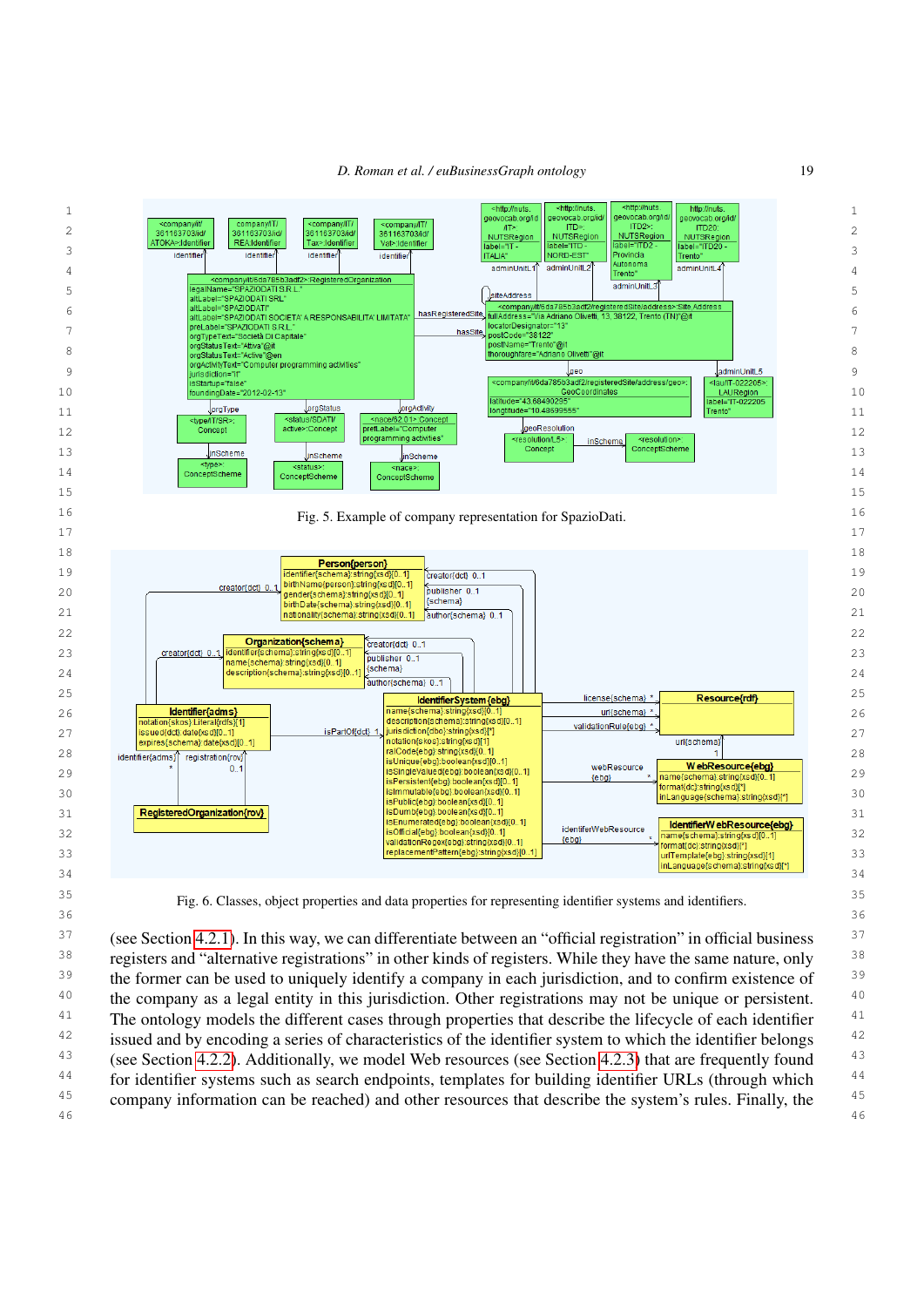Fig. 5. Example of company representation for SpazioDati.

Fig. 6. Classes, object properties and data properties for representing identifier systems and identifiers.

(see Section 4.2.1). In this way, we can differentiate between an "official registration" in official business registers and "alternative registrations" in other kinds of registers. While they have the same nature, only the former can be used to uniquely identify a company in each jurisdiction, and to confirm existence of the company as a legal entity in this jurisdiction. Other registrations may not be unique or persistent. The ontology models the different cases through properties that describe the lifecycle of each identifier issued and by encoding a series of characteristics of the identifier system to which the identifier belongs (see Section 4.2.2). Additionally, we model Web resources (see Section 4.2.3) that are frequently found for identifier systems such as search endpoints, templates for building identifier URLs (through which company information can be reached) and other resources that describe the system's rules. Finally, the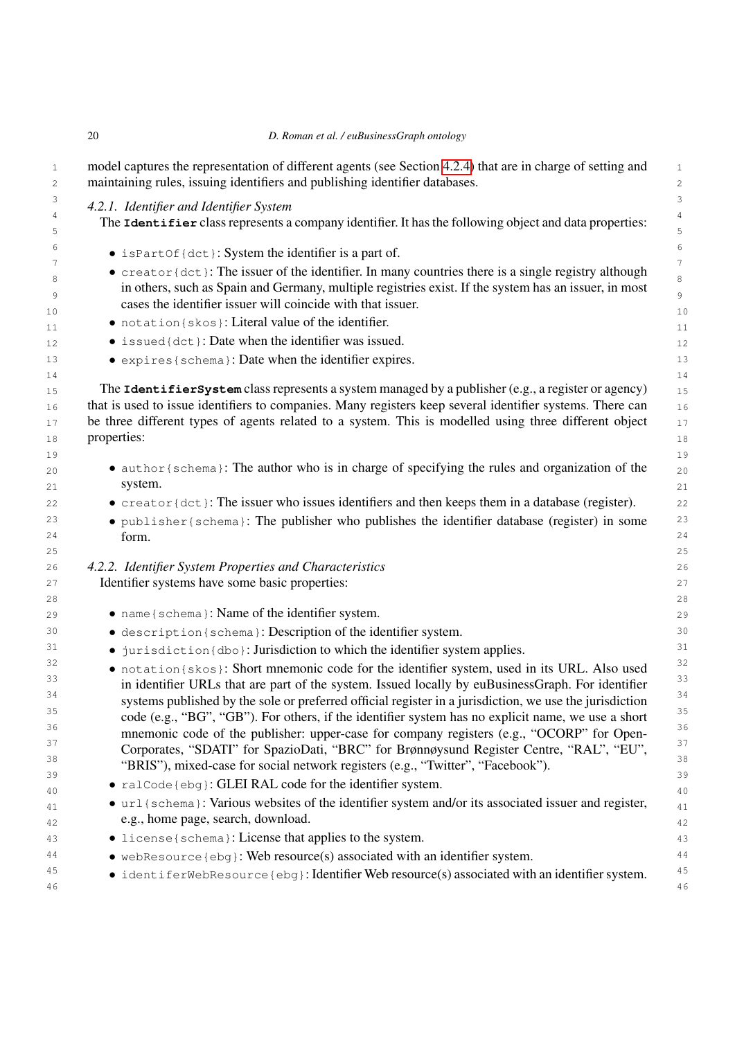model captures the representation of different agents (see Section 4.2.4) that are in charge of setting and maintaining rules, issuing identifiers and publishing identifier databases.

### 4.2.1. Identifier and Identifier System

The **Identifier** class represents a company identifier. It has the following object and data properties:

- `isPartOf{dct}`: System the identifier is a part of.
- `creator{dct}`: The issuer of the identifier. In many countries there is a single registry although in others, such as Spain and Germany, multiple registries exist. If the system has an issuer, in most cases the identifier issuer will coincide with that issuer.
- `notation{skos}`: Literal value of the identifier.
- `issued{dct}`: Date when the identifier was issued.
- `expires{schema}`: Date when the identifier expires.

The **IdentifierSystem** class represents a system managed by a publisher (e.g., a register or agency) that is used to issue identifiers to companies. Many registers keep several identifier systems. There can be three different types of agents related to a system. This is modelled using three different object properties:

- `author{schema}`: The author who is in charge of specifying the rules and organization of the system.
- `creator{dct}`: The issuer who issues identifiers and then keeps them in a database (register).
- `publisher{schema}`: The publisher who publishes the identifier database (register) in some form.

### 4.2.2. Identifier System Properties and Characteristics

Identifier systems have some basic properties:

- `name{schema}`: Name of the identifier system.
- `description{schema}`: Description of the identifier system.
- `jurisdiction{dbo}`: Jurisdiction to which the identifier system applies.
- `notation{skos}`: Short mnemonic code for the identifier system, used in its URL. Also used in identifier URLs that are part of the system. Issued locally by euBusinessGraph. For identifier systems published by the sole or preferred official register in a jurisdiction, we use the jurisdiction code (e.g., "BG", "GB"). For others, if the identifier system has no explicit name, we use a short mnemonic code of the publisher: upper-case for company registers (e.g., "OCORP" for OpenCorporates, "SDATI" for SpazioDati, "BRC" for Brønnøysund Register Centre, "RAL", "EU", "BRIS"), mixed-case for social network registers (e.g., "Twitter", "Facebook").
- `ralCode{ebg}`: GLEI RAL code for the identifier system.
- `url{schema}`: Various websites of the identifier system and/or its associated issuer and register, e.g., home page, search, download.
- `license{schema}`: License that applies to the system.
- `webResource{ebg}`: Web resource(s) associated with an identifier system.
- `identiferWebResource{ebg}`: Identifier Web resource(s) associated with an identifier system.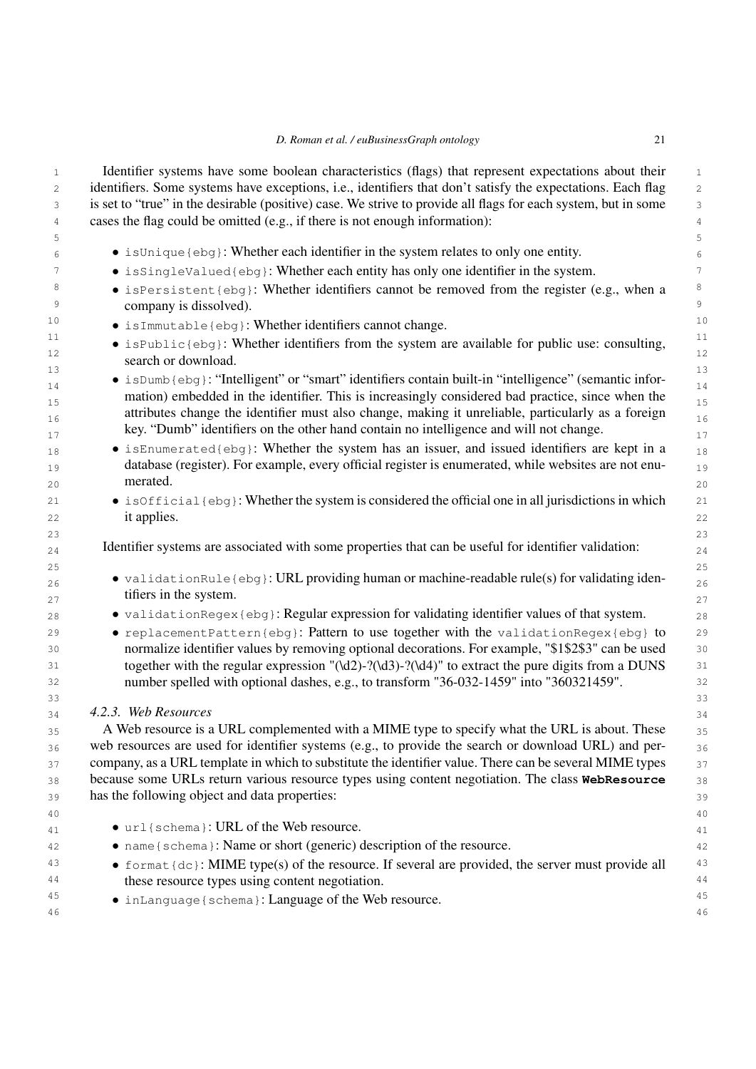Identifier systems have some boolean characteristics (flags) that represent expectations about their identifiers. Some systems have exceptions, i.e., identifiers that don't satisfy the expectations. Each flag is set to "true" in the desirable (positive) case. We strive to provide all flags for each system, but in some cases the flag could be omitted (e.g., if there is not enough information):

- `isUnique{ebg}`: Whether each identifier in the system relates to only one entity.
- `isSingleValued{ebg}`: Whether each entity has only one identifier in the system.
- `isPersistent{ebg}`: Whether identifiers cannot be removed from the register (e.g., when a company is dissolved).
- `isImmutable{ebg}`: Whether identifiers cannot change.
- `isPublic{ebg}`: Whether identifiers from the system are available for public use: consulting, search or download.
- `isDumb{ebg}`: "Intelligent" or "smart" identifiers contain built-in "intelligence" (semantic information) embedded in the identifier. This is increasingly considered bad practice, since when the attributes change the identifier must also change, making it unreliable, particularly as a foreign key. "Dumb" identifiers on the other hand contain no intelligence and will not change.
- `isEnumerated{ebg}`: Whether the system has an issuer, and issued identifiers are kept in a database (register). For example, every official register is enumerated, while websites are not enumerated.
- `isOfficial{ebg}`: Whether the system is considered the official one in all jurisdictions in which it applies.

Identifier systems are associated with some properties that can be useful for identifier validation:

- `validationRule{ebg}`: URL providing human or machine-readable rule(s) for validating identifiers in the system.
- `validationRegex{ebg}`: Regular expression for validating identifier values of that system.
- `replacementPattern{ebg}`: Pattern to use together with the `validationRegex{ebg}` to normalize identifier values by removing optional decorations. For example, "$1$2$3" can be used together with the regular expression "(\d2)-?(\d3)-?(\d4)" to extract the pure digits from a DUNS number spelled with optional dashes, e.g., to transform "36-032-1459" into "360321459".

#### 4.2.3. Web Resources

A Web resource is a URL complemented with a MIME type to specify what the URL is about. These web resources are used for identifier systems (e.g., to provide the search or download URL) and per-company, as a URL template in which to substitute the identifier value. There can be several MIME types because some URLs return various resource types using content negotiation. The class **`WebResource`** has the following object and data properties:

- `url{schema}`: URL of the Web resource.
- `name{schema}`: Name or short (generic) description of the resource.
- `format{dc}`: MIME type(s) of the resource. If several are provided, the server must provide all these resource types using content negotiation.
- `inLanguage{schema}`: Language of the Web resource.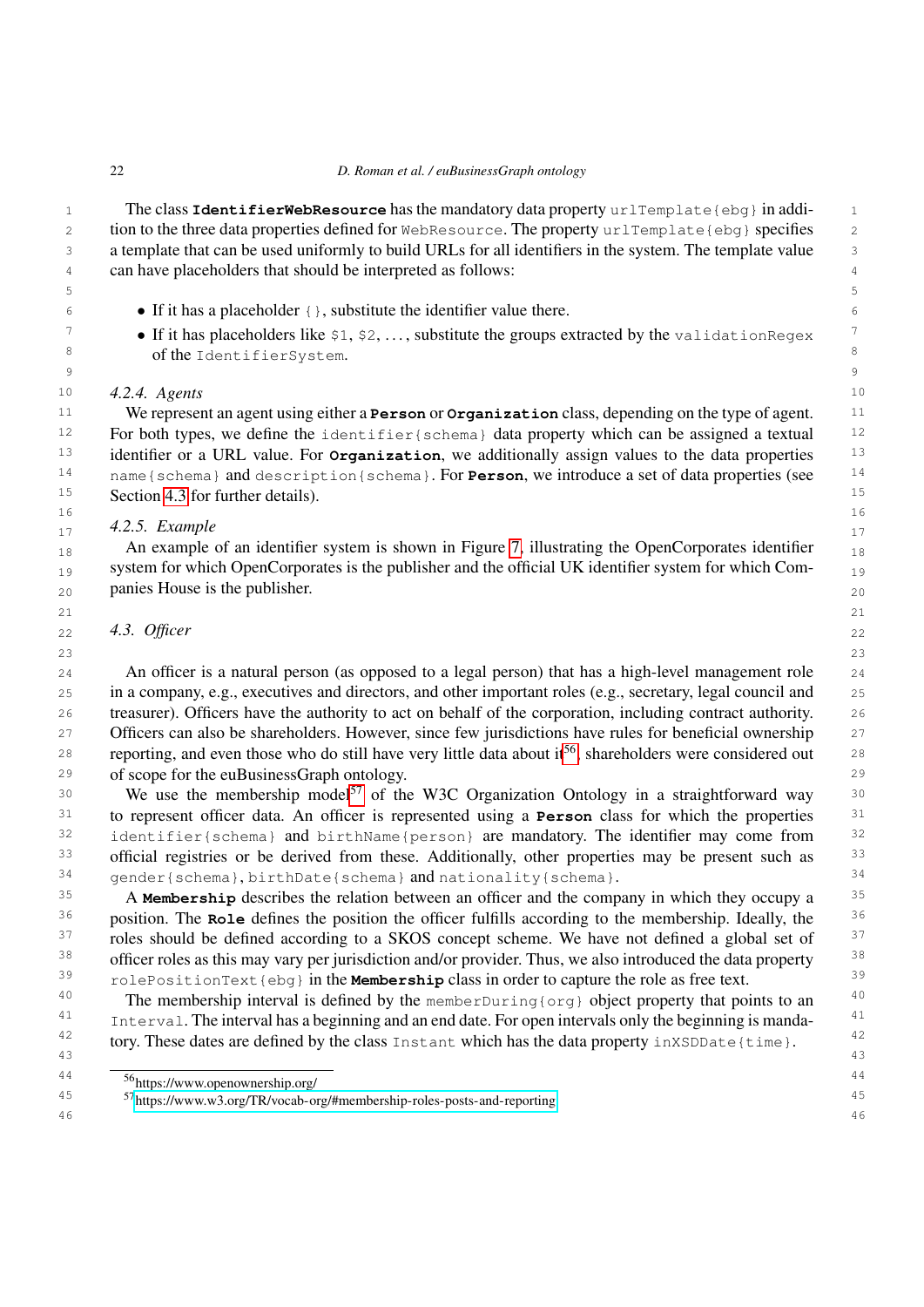The class **IdentifierWebResource** has the mandatory data property `urlTemplate{ebg}` in addition to the three data properties defined for `WebResource`. The property `urlTemplate{ebg}` specifies a template that can be used uniformly to build URLs for all identifiers in the system. The template value can have placeholders that should be interpreted as follows:

- If it has a placeholder `{}`, substitute the identifier value there.
- If it has placeholders like `$1`, `$2`, ..., substitute the groups extracted by the `validationRegex` of the `IdentifierSystem`.

#### *4.2.4. Agents*

We represent an agent using either a **Person** or **Organization** class, depending on the type of agent. For both types, we define the `identifier{schema}` data property which can be assigned a textual identifier or a URL value. For **Organization**, we additionally assign values to the data properties `name{schema}` and `description{schema}`. For **Person**, we introduce a set of data properties (see Section 4.3 for further details).

#### *4.2.5. Example*

An example of an identifier system is shown in Figure 7, illustrating the OpenCorporates identifier system for which OpenCorporates is the publisher and the official UK identifier system for which Companies House is the publisher.

### *4.3. Officer*

An officer is a natural person (as opposed to a legal person) that has a high-level management role in a company, e.g., executives and directors, and other important roles (e.g., secretary, legal council and treasurer). Officers have the authority to act on behalf of the corporation, including contract authority. Officers can also be shareholders. However, since few jurisdictions have rules for beneficial ownership reporting, and even those who do still have very little data about it[56], shareholders were considered out of scope for the euBusinessGraph ontology.

We use the membership model[57] of the W3C Organization Ontology in a straightforward way to represent officer data. An officer is represented using a **Person** class for which the properties `identifier{schema}` and `birthName{person}` are mandatory. The identifier may come from official registries or be derived from these. Additionally, other properties may be present such as `gender{schema}`, `birthDate{schema}` and `nationality{schema}`.

A **Membership** describes the relation between an officer and the company in which they occupy a position. The **Role** defines the position the officer fulfills according to the membership. Ideally, the roles should be defined according to a SKOS concept scheme. We have not defined a global set of officer roles as this may vary per jurisdiction and/or provider. Thus, we also introduced the data property `rolePositionText{ebg}` in the **Membership** class in order to capture the role as free text.

The membership interval is defined by the `memberDuring{org}` object property that points to an `Interval`. The interval has a beginning and an end date. For open intervals only the beginning is mandatory. These dates are defined by the class `Instant` which has the data property `inXSDDate{time}`.

---

[56] https://www.openownership.org/

[57] https://www.w3.org/TR/vocab-org/#membership-roles-posts-and-reporting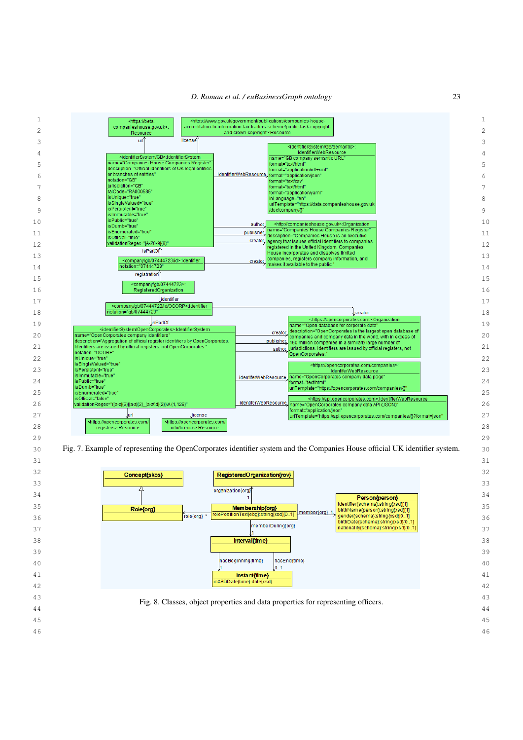Fig. 7. Example of representing the OpenCorporates identifier system and the Companies House official UK identifier system.

Fig. 8. Classes, object properties and data properties for representing officers.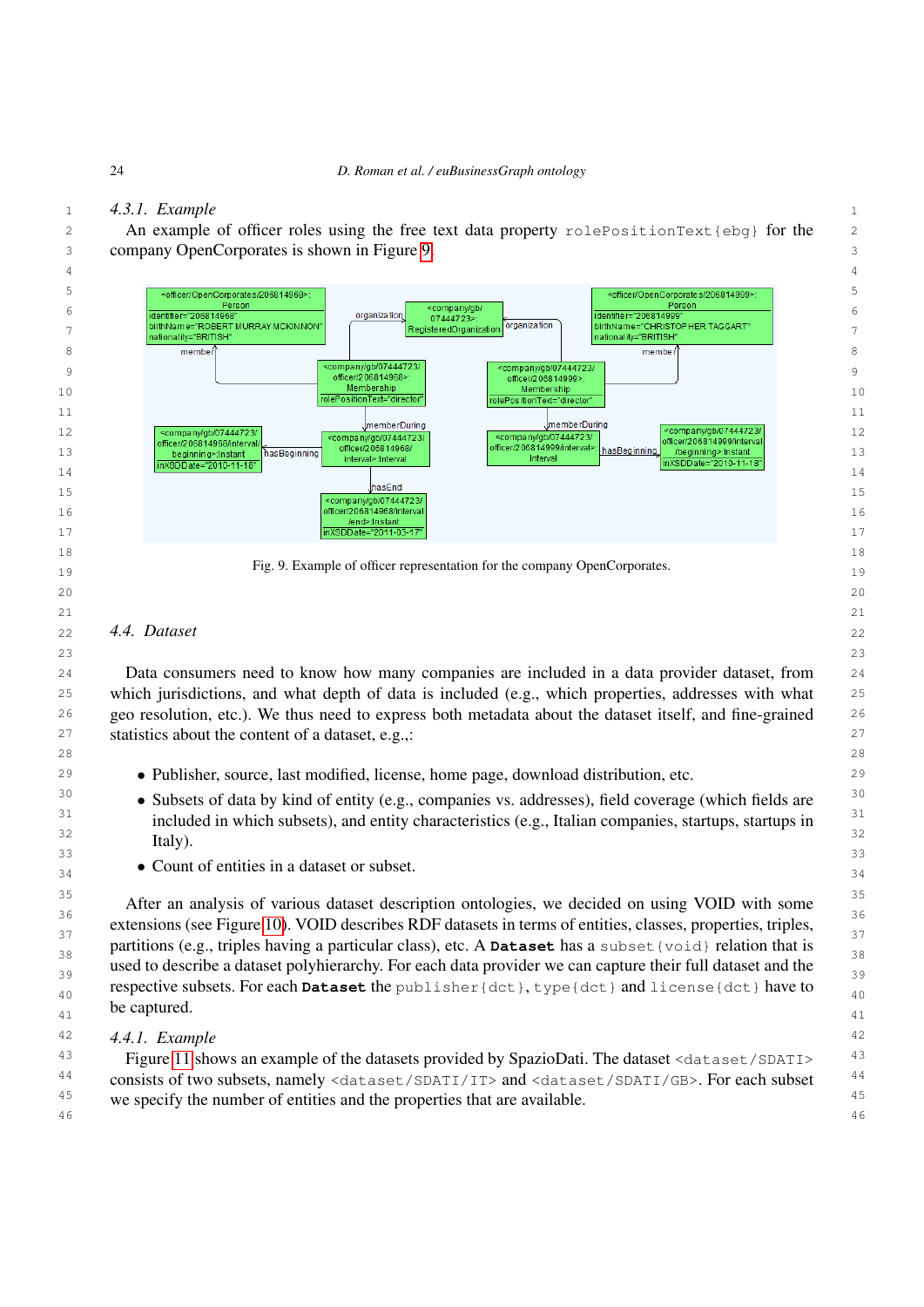#### 4.3.1. Example

An example of officer roles using the free text data property `rolePositionText{ebg}` for the company OpenCorporates is shown in Figure 9.

Fig. 9. Example of officer representation for the company OpenCorporates.

### 4.4. Dataset

Data consumers need to know how many companies are included in a data provider dataset, from which jurisdictions, and what depth of data is included (e.g., which properties, addresses with what geo resolution, etc.). We thus need to express both metadata about the dataset itself, and fine-grained statistics about the content of a dataset, e.g.,:

- Publisher, source, last modified, license, home page, download distribution, etc.
- Subsets of data by kind of entity (e.g., companies vs. addresses), field coverage (which fields are included in which subsets), and entity characteristics (e.g., Italian companies, startups, startups in Italy).
- Count of entities in a dataset or subset.

After an analysis of various dataset description ontologies, we decided on using VOID with some extensions (see Figure 10). VOID describes RDF datasets in terms of entities, classes, properties, triples, partitions (e.g., triples having a particular class), etc. A **`Dataset`** has a `subset{void}` relation that is used to describe a dataset polyhierarchy. For each data provider we can capture their full dataset and the respective subsets. For each **`Dataset`** the `publisher{dct}`, `type{dct}` and `license{dct}` have to be captured.

#### 4.4.1. Example

Figure 11 shows an example of the datasets provided by SpazioDati. The dataset `<dataset/SDATI>` consists of two subsets, namely `<dataset/SDATI/IT>` and `<dataset/SDATI/GB>`. For each subset we specify the number of entities and the properties that are available.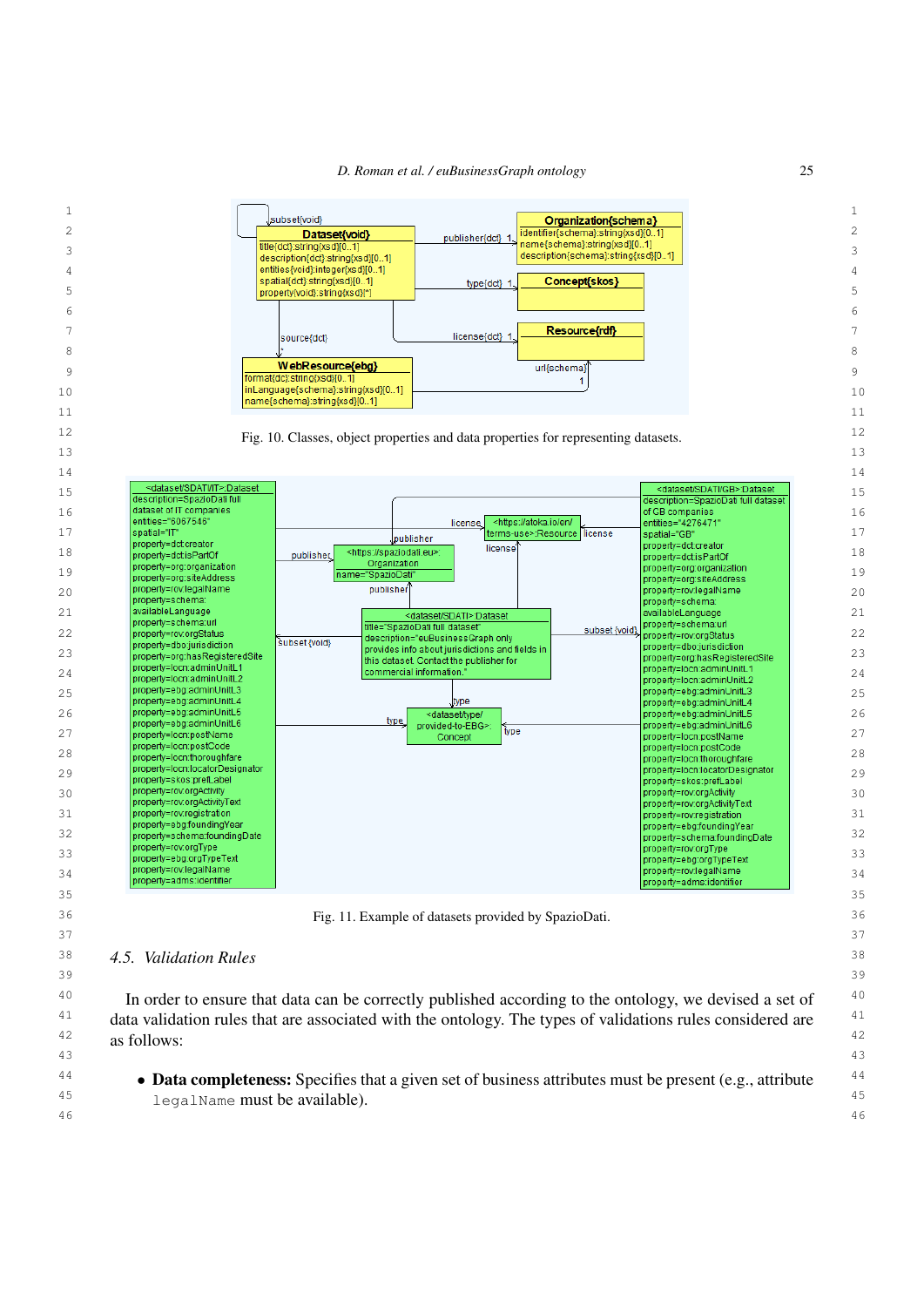Fig. 10. Classes, object properties and data properties for representing datasets.

Fig. 11. Example of datasets provided by SpazioDati.

### 4.5. Validation Rules

In order to ensure that data can be correctly published according to the ontology, we devised a set of data validation rules that are associated with the ontology. The types of validations rules considered are as follows:

- **Data completeness:** Specifies that a given set of business attributes must be present (e.g., attribute `legalName` must be available).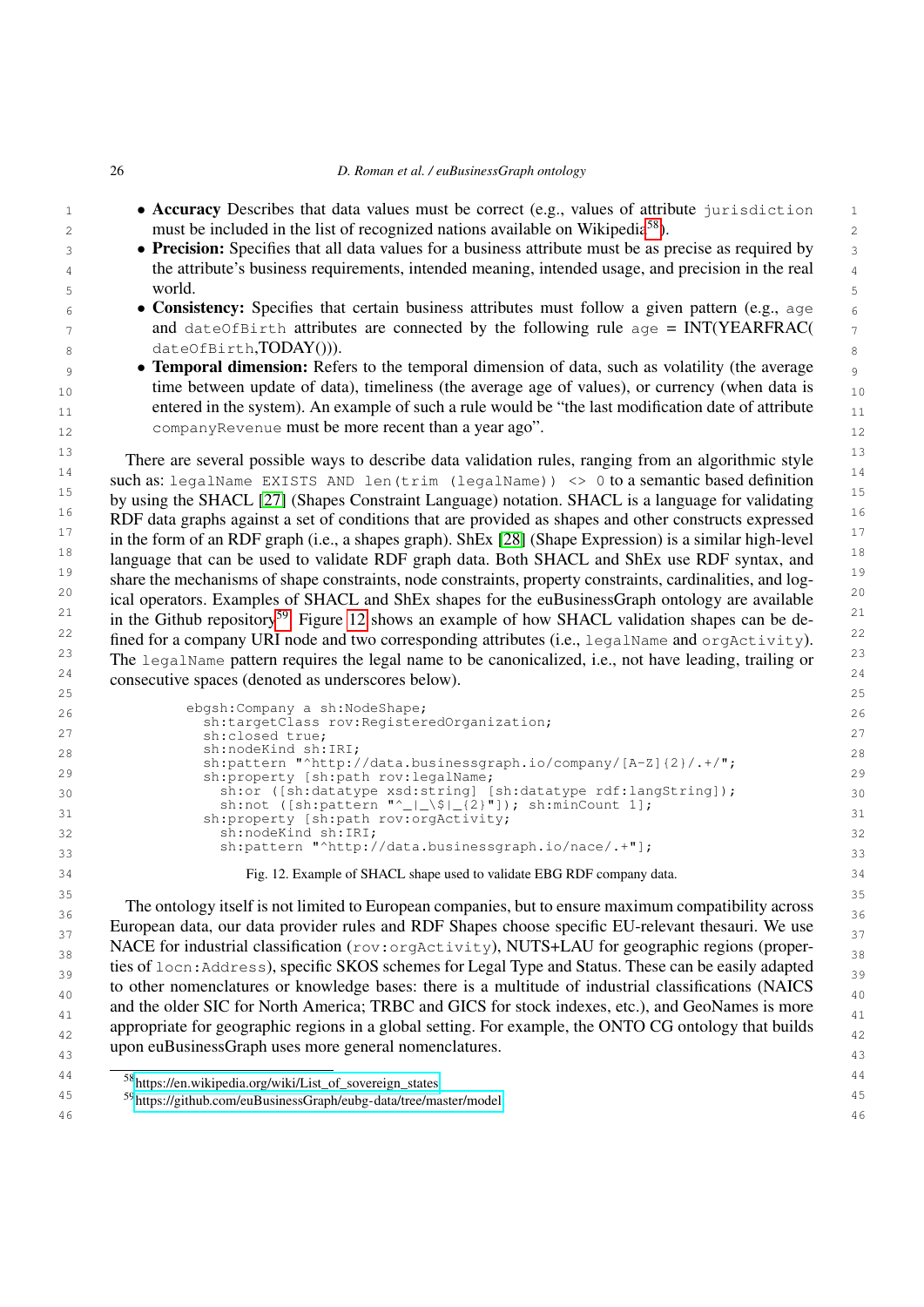- **Accuracy** Describes that data values must be correct (e.g., values of attribute `jurisdiction` must be included in the list of recognized nations available on Wikipedia[58]).
- **Precision:** Specifies that all data values for a business attribute must be as precise as required by the attribute's business requirements, intended meaning, intended usage, and precision in the real world.
- **Consistency:** Specifies that certain business attributes must follow a given pattern (e.g., `age` and `dateOfBirth` attributes are connected by the following rule `age` = INT(YEARFRAC( `dateOfBirth`,TODAY())).
- **Temporal dimension:** Refers to the temporal dimension of data, such as volatility (the average time between update of data), timeliness (the average age of values), or currency (when data is entered in the system). An example of such a rule would be "the last modification date of attribute `companyRevenue` must be more recent than a year ago".

There are several possible ways to describe data validation rules, ranging from an algorithmic style such as: `legalName EXISTS AND len(trim (legalName)) <> 0` to a semantic based definition by using the SHACL [27] (Shapes Constraint Language) notation. SHACL is a language for validating RDF data graphs against a set of conditions that are provided as shapes and other constructs expressed in the form of an RDF graph (i.e., a shapes graph). ShEx [28] (Shape Expression) is a similar high-level language that can be used to validate RDF graph data. Both SHACL and ShEx use RDF syntax, and share the mechanisms of shape constraints, node constraints, property constraints, cardinalities, and logical operators. Examples of SHACL and ShEx shapes for the euBusinessGraph ontology are available in the Github repository[59]. Figure 12 shows an example of how SHACL validation shapes can be defined for a company URI node and two corresponding attributes (i.e., `legalName` and `orgActivity`). The `legalName` pattern requires the legal name to be canonicalized, i.e., not have leading, trailing or consecutive spaces (denoted as underscores below).

```
ebgsh:Company a sh:NodeShape;
  sh:targetClass rov:RegisteredOrganization;
  sh:closed true;
  sh:nodeKind sh:IRI;
  sh:pattern "^http://data.businessgraph.io/company/[A-Z]{2}/.+/";
  sh:property [sh:path rov:legalName;
    sh:or ([sh:datatype xsd:string] [sh:datatype rdf:langString]);
    sh:not ([sh:pattern "^_|_\$|_{2}"]); sh:minCount 1];
  sh:property [sh:path rov:orgActivity;
    sh:nodeKind sh:IRI;
    sh:pattern "^http://data.businessgraph.io/nace/.+"];
```

Fig. 12. Example of SHACL shape used to validate EBG RDF company data.

The ontology itself is not limited to European companies, but to ensure maximum compatibility across European data, our data provider rules and RDF Shapes choose specific EU-relevant thesauri. We use NACE for industrial classification (`rov:orgActivity`), NUTS+LAU for geographic regions (properties of `locn:Address`), specific SKOS schemes for Legal Type and Status. These can be easily adapted to other nomenclatures or knowledge bases: there is a multitude of industrial classifications (NAICS and the older SIC for North America; TRBC and GICS for stock indexes, etc.), and GeoNames is more appropriate for geographic regions in a global setting. For example, the ONTO CG ontology that builds upon euBusinessGraph uses more general nomenclatures.

[58] https://en.wikipedia.org/wiki/List_of_sovereign_states

[59] https://github.com/euBusinessGraph/eubg-data/tree/master/model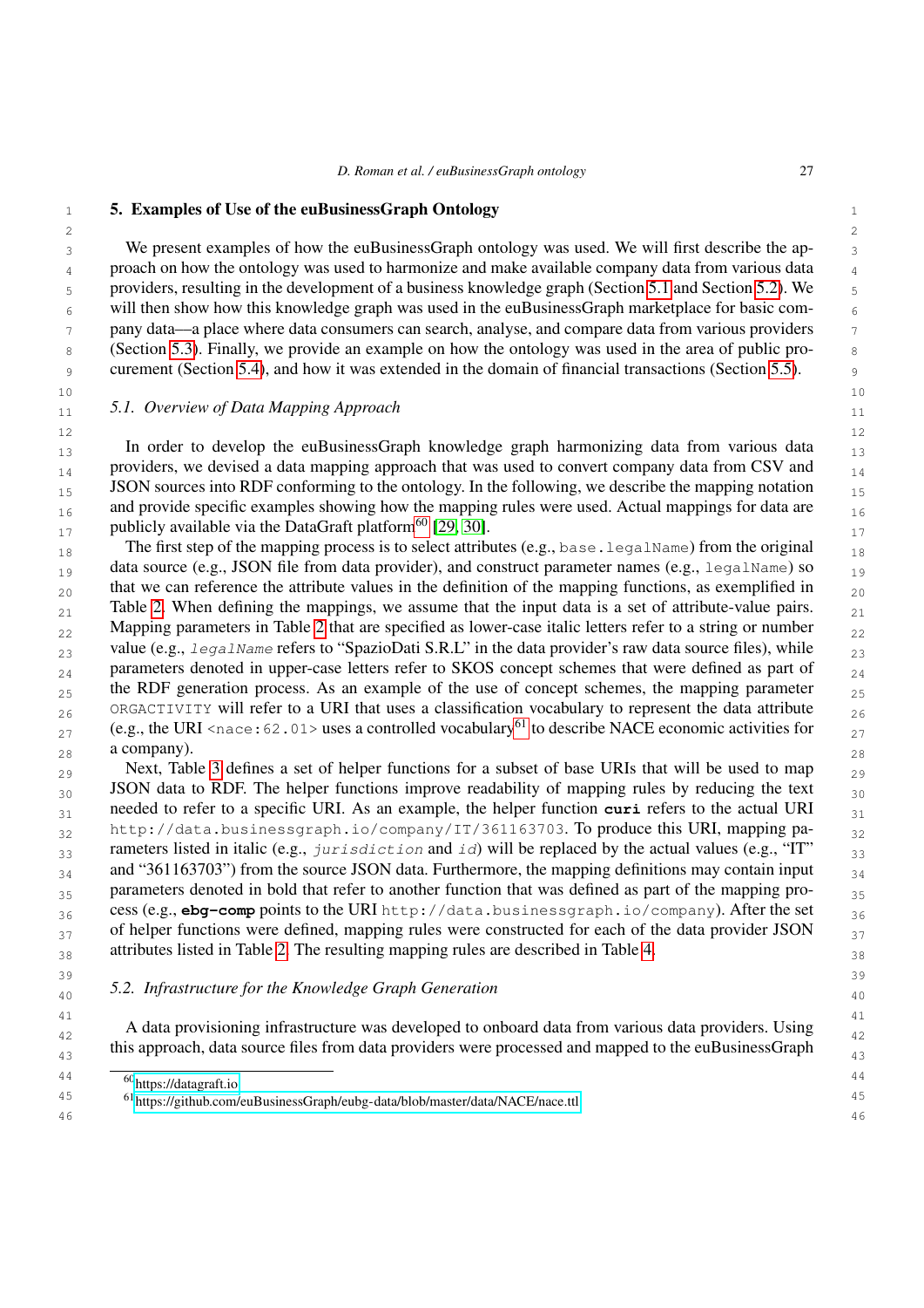## 5. Examples of Use of the euBusinessGraph Ontology

We present examples of how the euBusinessGraph ontology was used. We will first describe the approach on how the ontology was used to harmonize and make available company data from various data providers, resulting in the development of a business knowledge graph (Section 5.1 and Section 5.2). We will then show how this knowledge graph was used in the euBusinessGraph marketplace for basic company data—a place where data consumers can search, analyse, and compare data from various providers (Section 5.3). Finally, we provide an example on how the ontology was used in the area of public procurement (Section 5.4), and how it was extended in the domain of financial transactions (Section 5.5).

### 5.1. Overview of Data Mapping Approach

In order to develop the euBusinessGraph knowledge graph harmonizing data from various data providers, we devised a data mapping approach that was used to convert company data from CSV and JSON sources into RDF conforming to the ontology. In the following, we describe the mapping notation and provide specific examples showing how the mapping rules were used. Actual mappings for data are publicly available via the DataGraft platform[60] [29, 30].

The first step of the mapping process is to select attributes (e.g., `base.legalName`) from the original data source (e.g., JSON file from data provider), and construct parameter names (e.g., `legalName`) so that we can reference the attribute values in the definition of the mapping functions, as exemplified in Table 2. When defining the mappings, we assume that the input data is a set of attribute-value pairs. Mapping parameters in Table 2 that are specified as lower-case italic letters refer to a string or number value (e.g., *`legalName`* refers to "SpazioDati S.R.L" in the data provider's raw data source files), while parameters denoted in upper-case letters refer to SKOS concept schemes that were defined as part of the RDF generation process. As an example of the use of concept schemes, the mapping parameter `ORGACTIVITY` will refer to a URI that uses a classification vocabulary to represent the data attribute (e.g., the URI `<nace:62.01>` uses a controlled vocabulary[61] to describe NACE economic activities for a company).

Next, Table 3 defines a set of helper functions for a subset of base URIs that will be used to map JSON data to RDF. The helper functions improve readability of mapping rules by reducing the text needed to refer to a specific URI. As an example, the helper function **`curi`** refers to the actual URI `http://data.businessgraph.io/company/IT/361163703`. To produce this URI, mapping parameters listed in italic (e.g., *`jurisdiction`* and *`id`*) will be replaced by the actual values (e.g., "IT" and "361163703") from the source JSON data. Furthermore, the mapping definitions may contain input parameters denoted in bold that refer to another function that was defined as part of the mapping process (e.g., **`ebg-comp`** points to the URI `http://data.businessgraph.io/company`). After the set of helper functions were defined, mapping rules were constructed for each of the data provider JSON attributes listed in Table 2. The resulting mapping rules are described in Table 4.

### 5.2. Infrastructure for the Knowledge Graph Generation

A data provisioning infrastructure was developed to onboard data from various data providers. Using this approach, data source files from data providers were processed and mapped to the euBusinessGraph

[60] https://datagraft.io

[61] https://github.com/euBusinessGraph/eubg-data/blob/master/data/NACE/nace.ttl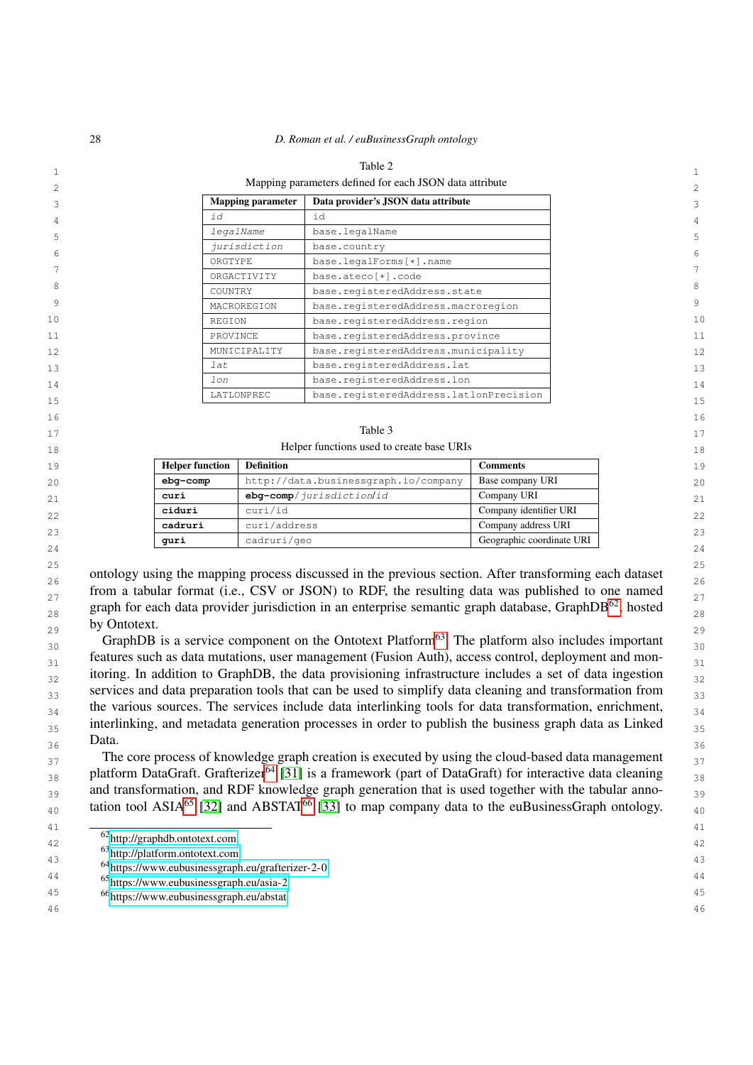Table 2

Mapping parameters defined for each JSON data attribute

| Mapping parameter | Data provider's JSON data attribute |
|---|---|
| *id* | id |
| *legalName* | base.legalName |
| *jurisdiction* | base.country |
| ORGTYPE | base.legalForms[*].name |
| ORGACTIVITY | base.ateco[*].code |
| COUNTRY | base.registeredAddress.state |
| MACROREGION | base.registeredAddress.macroregion |
| REGION | base.registeredAddress.region |
| PROVINCE | base.registeredAddress.province |
| MUNICIPALITY | base.registeredAddress.municipality |
| *lat* | base.registeredAddress.lat |
| *lon* | base.registeredAddress.lon |
| LATLONPREC | base.registeredAddress.latlonPrecision |

Table 3

Helper functions used to create base URIs

| Helper function | Definition | Comments |
|---|---|---|
| **ebg-comp** | http://data.businessgraph.io/company | Base company URI |
| **curi** | **ebg-comp**/*jurisdiction*/*id* | Company URI |
| **ciduri** | curi/id | Company identifier URI |
| **cadruri** | curi/address | Company address URI |
| **guri** | cadruri/geo | Geographic coordinate URI |

ontology using the mapping process discussed in the previous section. After transforming each dataset from a tabular format (i.e., CSV or JSON) to RDF, the resulting data was published to one named graph for each data provider jurisdiction in an enterprise semantic graph database, GraphDB[62], hosted by Ontotext.

GraphDB is a service component on the Ontotext Platform[63]. The platform also includes important features such as data mutations, user management (Fusion Auth), access control, deployment and monitoring. In addition to GraphDB, the data provisioning infrastructure includes a set of data ingestion services and data preparation tools that can be used to simplify data cleaning and transformation from the various sources. The services include data interlinking tools for data transformation, enrichment, interlinking, and metadata generation processes in order to publish the business graph data as Linked Data.

The core process of knowledge graph creation is executed by using the cloud-based data management platform DataGraft. Grafterizer[64] [31] is a framework (part of DataGraft) for interactive data cleaning and transformation, and RDF knowledge graph generation that is used together with the tabular annotation tool ASIA[65] [32] and ABSTAT[66] [33] to map company data to the euBusinessGraph ontology.

[62] http://graphdb.ontotext.com

[63] http://platform.ontotext.com

[64] https://www.eubusinessgraph.eu/grafterizer-2-0

[65] https://www.eubusinessgraph.eu/asia-2

[66] https://www.eubusinessgraph.eu/abstat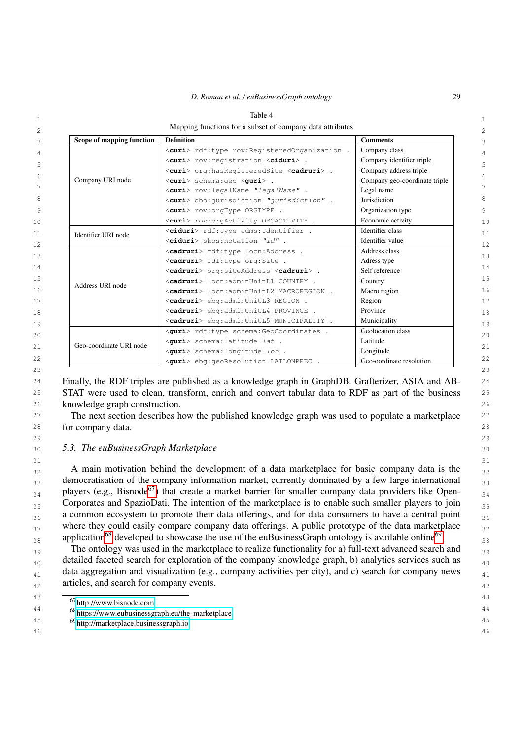Table 4

Mapping functions for a subset of company data attributes

| Scope of mapping function | Definition | Comments |
|---|---|---|
| Company URI node | `<curi> rdf:type rov:RegisteredOrganization .` | Company class |
| | `<curi> rov:registration <ciduri> .` | Company identifier triple |
| | `<curi> org:hasRegisteredSite <cadruri> .` | Company address triple |
| | `<curi> schema:geo <guri> .` | Company geo-coordinate triple |
| | `<curi> rov:legalName "legalName" .` | Legal name |
| | `<curi> dbo:jurisdiction "jurisdiction" .` | Jurisdiction |
| | `<curi> rov:orgType ORGTYPE .` | Organization type |
| | `<curi> rov:orgActivity ORGACTIVITY .` | Economic activity |
| Identifier URI node | `<ciduri> rdf:type adms:Identifier .` | Identifier class |
| | `<ciduri> skos:notation "id" .` | Identifier value |
| Address URI node | `<cadruri> rdf:type locn:Address .` | Address class |
| | `<cadruri> rdf:type org:Site .` | Adress type |
| | `<cadruri> org:siteAddress <cadruri> .` | Self reference |
| | `<cadruri> locn:adminUnitL1 COUNTRY .` | Country |
| | `<cadruri> locn:adminUnitL2 MACROREGION .` | Macro region |
| | `<cadruri> ebg:adminUnitL3 REGION .` | Region |
| | `<cadruri> ebg:adminUnitL4 PROVINCE .` | Province |
| | `<cadruri> ebg:adminUnitL5 MUNICIPALITY .` | Municipality |
| Geo-coordinate URI node | `<guri> rdf:type schema:GeoCoordinates .` | Geolocation class |
| | `<guri> schema:latitude lat .` | Latitude |
| | `<guri> schema:longitude lon .` | Longitude |
| | `<guri> ebg:geoResolution LATLONPREC .` | Geo-oordinate resolution |

Finally, the RDF triples are published as a knowledge graph in GraphDB. Grafterizer, ASIA and ABSTAT were used to clean, transform, enrich and convert tabular data to RDF as part of the business knowledge graph construction.

The next section describes how the published knowledge graph was used to populate a marketplace for company data.

### 5.3. The euBusinessGraph Marketplace

A main motivation behind the development of a data marketplace for basic company data is the democratisation of the company information market, currently dominated by a few large international players (e.g., Bisnode[67]) that create a market barrier for smaller company data providers like OpenCorporates and SpazioDati. The intention of the marketplace is to enable such smaller players to join a common ecosystem to promote their data offerings, and for data consumers to have a central point where they could easily compare company data offerings. A public prototype of the data marketplace application[68] developed to showcase the use of the euBusinessGraph ontology is available online[69].

The ontology was used in the marketplace to realize functionality for a) full-text advanced search and detailed faceted search for exploration of the company knowledge graph, b) analytics services such as data aggregation and visualization (e.g., company activities per city), and c) search for company news articles, and search for company events.

[67] http://www.bisnode.com

[68] https://www.eubusinessgraph.eu/the-marketplace

[69] http://marketplace.businessgraph.io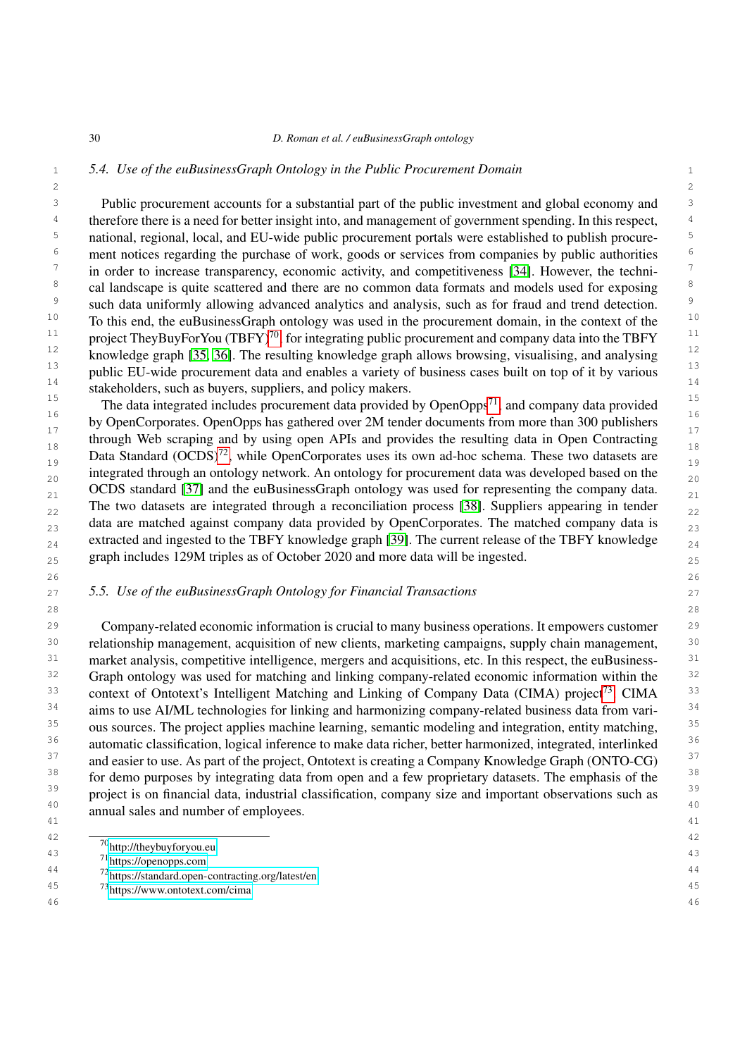### 5.4. Use of the euBusinessGraph Ontology in the Public Procurement Domain

Public procurement accounts for a substantial part of the public investment and global economy and therefore there is a need for better insight into, and management of government spending. In this respect, national, regional, local, and EU-wide public procurement portals were established to publish procurement notices regarding the purchase of work, goods or services from companies by public authorities in order to increase transparency, economic activity, and competitiveness [34]. However, the technical landscape is quite scattered and there are no common data formats and models used for exposing such data uniformly allowing advanced analytics and analysis, such as for fraud and trend detection. To this end, the euBusinessGraph ontology was used in the procurement domain, in the context of the project TheyBuyForYou (TBFY)[70] for integrating public procurement and company data into the TBFY knowledge graph [35, 36]. The resulting knowledge graph allows browsing, visualising, and analysing public EU-wide procurement data and enables a variety of business cases built on top of it by various stakeholders, such as buyers, suppliers, and policy makers.

The data integrated includes procurement data provided by OpenOpps[71] and company data provided by OpenCorporates. OpenOpps has gathered over 2M tender documents from more than 300 publishers through Web scraping and by using open APIs and provides the resulting data in Open Contracting Data Standard (OCDS)[72], while OpenCorporates uses its own ad-hoc schema. These two datasets are integrated through an ontology network. An ontology for procurement data was developed based on the OCDS standard [37] and the euBusinessGraph ontology was used for representing the company data. The two datasets are integrated through a reconciliation process [38]. Suppliers appearing in tender data are matched against company data provided by OpenCorporates. The matched company data is extracted and ingested to the TBFY knowledge graph [39]. The current release of the TBFY knowledge graph includes 129M triples as of October 2020 and more data will be ingested.

### 5.5. Use of the euBusinessGraph Ontology for Financial Transactions

Company-related economic information is crucial to many business operations. It empowers customer relationship management, acquisition of new clients, marketing campaigns, supply chain management, market analysis, competitive intelligence, mergers and acquisitions, etc. In this respect, the euBusinessGraph ontology was used for matching and linking company-related economic information within the context of Ontotext's Intelligent Matching and Linking of Company Data (CIMA) project[73]. CIMA aims to use AI/ML technologies for linking and harmonizing company-related business data from various sources. The project applies machine learning, semantic modeling and integration, entity matching, automatic classification, logical inference to make data richer, better harmonized, integrated, interlinked and easier to use. As part of the project, Ontotext is creating a Company Knowledge Graph (ONTO-CG) for demo purposes by integrating data from open and a few proprietary datasets. The emphasis of the project is on financial data, industrial classification, company size and important observations such as annual sales and number of employees.

---

[70] http://theybuyforyou.eu

[71] https://openopps.com

[72] https://standard.open-contracting.org/latest/en

[73] https://www.ontotext.com/cima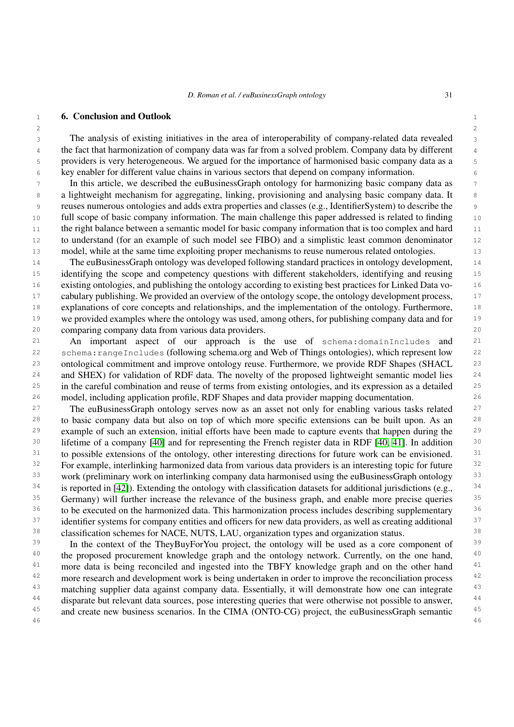## 6. Conclusion and Outlook

The analysis of existing initiatives in the area of interoperability of company-related data revealed the fact that harmonization of company data was far from a solved problem. Company data by different providers is very heterogeneous. We argued for the importance of harmonised basic company data as a key enabler for different value chains in various sectors that depend on company information.

In this article, we described the euBusinessGraph ontology for harmonizing basic company data as a lightweight mechanism for aggregating, linking, provisioning and analysing basic company data. It reuses numerous ontologies and adds extra properties and classes (e.g., IdentifierSystem) to describe the full scope of basic company information. The main challenge this paper addressed is related to finding the right balance between a semantic model for basic company information that is too complex and hard to understand (for an example of such model see FIBO) and a simplistic least common denominator model, while at the same time exploiting proper mechanisms to reuse numerous related ontologies.

The euBusinessGraph ontology was developed following standard practices in ontology development, identifying the scope and competency questions with different stakeholders, identifying and reusing existing ontologies, and publishing the ontology according to existing best practices for Linked Data vocabulary publishing. We provided an overview of the ontology scope, the ontology development process, explanations of core concepts and relationships, and the implementation of the ontology. Furthermore, we provided examples where the ontology was used, among others, for publishing company data and for comparing company data from various data providers.

An important aspect of our approach is the use of `schema:domainIncludes` and `schema:rangeIncludes` (following schema.org and Web of Things ontologies), which represent low ontological commitment and improve ontology reuse. Furthermore, we provide RDF Shapes (SHACL and SHEX) for validation of RDF data. The novelty of the proposed lightweight semantic model lies in the careful combination and reuse of terms from existing ontologies, and its expression as a detailed model, including application profile, RDF Shapes and data provider mapping documentation.

The euBusinessGraph ontology serves now as an asset not only for enabling various tasks related to basic company data but also on top of which more specific extensions can be built upon. As an example of such an extension, initial efforts have been made to capture events that happen during the lifetime of a company [40] and for representing the French register data in RDF [40, 41]. In addition to possible extensions of the ontology, other interesting directions for future work can be envisioned. For example, interlinking harmonized data from various data providers is an interesting topic for future work (preliminary work on interlinking company data harmonised using the euBusinessGraph ontology is reported in [42]). Extending the ontology with classification datasets for additional jurisdictions (e.g., Germany) will further increase the relevance of the business graph, and enable more precise queries to be executed on the harmonized data. This harmonization process includes describing supplementary identifier systems for company entities and officers for new data providers, as well as creating additional classification schemes for NACE, NUTS, LAU, organization types and organization status.

In the context of the TheyBuyForYou project, the ontology will be used as a core component of the proposed procurement knowledge graph and the ontology network. Currently, on the one hand, more data is being reconciled and ingested into the TBFY knowledge graph and on the other hand more research and development work is being undertaken in order to improve the reconciliation process matching supplier data against company data. Essentially, it will demonstrate how one can integrate disparate but relevant data sources, pose interesting queries that were otherwise not possible to answer, and create new business scenarios. In the CIMA (ONTO-CG) project, the euBusinessGraph semantic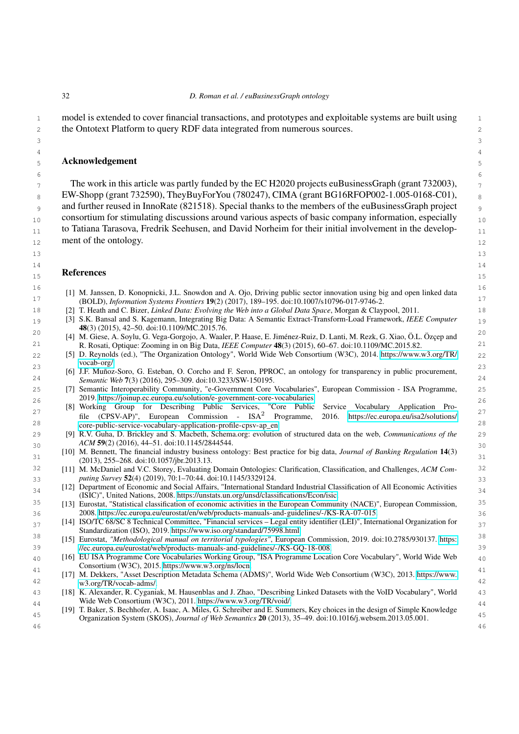model is extended to cover financial transactions, and prototypes and exploitable systems are built using the Ontotext Platform to query RDF data integrated from numerous sources.

## Acknowledgement

The work in this article was partly funded by the EC H2020 projects euBusinessGraph (grant 732003), EW-Shopp (grant 732590), TheyBuyForYou (780247), CIMA (grant BG16RFOP002-1.005-0168-C01), and further reused in InnoRate (821518). Special thanks to the members of the euBusinessGraph project consortium for stimulating discussions around various aspects of basic company information, especially to Tatiana Tarasova, Fredrik Seehusen, and David Norheim for their initial involvement in the development of the ontology.

## References

[1] M. Janssen, D. Konopnicki, J.L. Snowdon and A. Ojo, Driving public sector innovation using big and open linked data (BOLD), *Information Systems Frontiers* **19**(2) (2017), 189–195. doi:10.1007/s10796-017-9746-2.

[2] T. Heath and C. Bizer, *Linked Data: Evolving the Web into a Global Data Space*, Morgan & Claypool, 2011.

[3] S.K. Bansal and S. Kagemann, Integrating Big Data: A Semantic Extract-Transform-Load Framework, *IEEE Computer* **48**(3) (2015), 42–50. doi:10.1109/MC.2015.76.

[4] M. Giese, A. Soylu, G. Vega-Gorgojo, A. Waaler, P. Haase, E. Jiménez-Ruiz, D. Lanti, M. Rezk, G. Xiao, Ö.L. Özçep and R. Rosati, Optique: Zooming in on Big Data, *IEEE Computer* **48**(3) (2015), 60–67. doi:10.1109/MC.2015.82.

[5] D. Reynolds (ed.), "The Organization Ontology", World Wide Web Consortium (W3C), 2014. https://www.w3.org/TR/vocab-org/

[6] J.F. Muñoz-Soro, G. Esteban, O. Corcho and F. Seron, PPROC, an ontology for transparency in public procurement, *Semantic Web* **7**(3) (2016), 295–309. doi:10.3233/SW-150195.

[7] Semantic Interoperability Community, "e-Government Core Vocabularies", European Commission - ISA Programme, 2019. https://joinup.ec.europa.eu/solution/e-government-core-vocabularies

[8] Working Group for Describing Public Services, "Core Public Service Vocabulary Application Profile (CPSV-AP)", European Commission - ISA$^2$ Programme, 2016. https://ec.europa.eu/isa2/solutions/core-public-service-vocabulary-application-profile-cpsv-ap_en

[9] R.V. Guha, D. Brickley and S. Macbeth, Schema.org: evolution of structured data on the web, *Communications of the ACM* **59**(2) (2016), 44–51. doi:10.1145/2844544.

[10] M. Bennett, The financial industry business ontology: Best practice for big data, *Journal of Banking Regulation* **14**(3) (2013), 255–268. doi:10.1057/jbr.2013.13.

[11] M. McDaniel and V.C. Storey, Evaluating Domain Ontologies: Clarification, Classification, and Challenges, *ACM Computing Survey* **52**(4) (2019), 70:1–70:44. doi:10.1145/3329124.

[12] Department of Economic and Social Affairs, "International Standard Industrial Classification of All Economic Activities (ISIC)", United Nations, 2008. https://unstats.un.org/unsd/classifications/Econ/isic

[13] Eurostat, "Statistical classification of economic activities in the European Community (NACE)", European Commission, 2008. https://ec.europa.eu/eurostat/en/web/products-manuals-and-guidelines/-/KS-RA-07-015

[14] ISO/TC 68/SC 8 Technical Committee, "Financial services – Legal entity identifier (LEI)", International Organization for Standardization (ISO), 2019. https://www.iso.org/standard/75998.html

[15] Eurostat, *"Methodological manual on territorial typologies"*, European Commission, 2019. doi:10.2785/930137. https://ec.europa.eu/eurostat/web/products-manuals-and-guidelines/-/KS-GQ-18-008

[16] EU ISA Programme Core Vocabularies Working Group, "ISA Programme Location Core Vocabulary", World Wide Web Consortium (W3C), 2015. https://www.w3.org/ns/locn

[17] M. Dekkers, "Asset Description Metadata Schema (ADMS)", World Wide Web Consortium (W3C), 2013. https://www.w3.org/TR/vocab-adms/.

[18] K. Alexander, R. Cyganiak, M. Hausenblas and J. Zhao, "Describing Linked Datasets with the VoID Vocabulary", World Wide Web Consortium (W3C), 2011. https://www.w3.org/TR/void/

[19] T. Baker, S. Bechhofer, A. Isaac, A. Miles, G. Schreiber and E. Summers, Key choices in the design of Simple Knowledge Organization System (SKOS), *Journal of Web Semantics* **20** (2013), 35–49. doi:10.1016/j.websem.2013.05.001.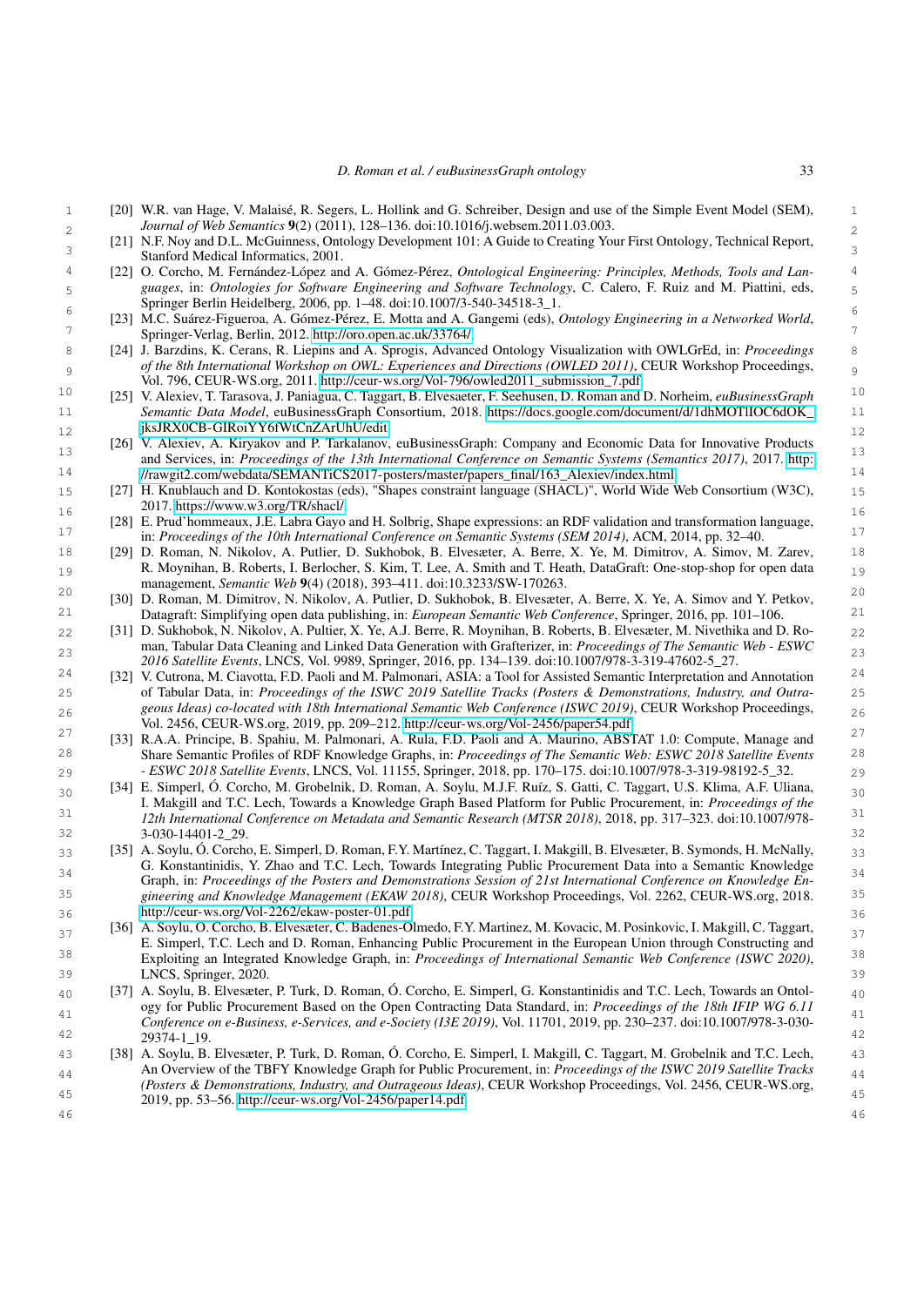[20] W.R. van Hage, V. Malaisé, R. Segers, L. Hollink and G. Schreiber, Design and use of the Simple Event Model (SEM), *Journal of Web Semantics* **9**(2) (2011), 128–136. doi:10.1016/j.websem.2011.03.003.

[21] N.F. Noy and D.L. McGuinness, Ontology Development 101: A Guide to Creating Your First Ontology, Technical Report, Stanford Medical Informatics, 2001.

[22] O. Corcho, M. Fernández-López and A. Gómez-Pérez, *Ontological Engineering: Principles, Methods, Tools and Languages*, in: *Ontologies for Software Engineering and Software Technology*, C. Calero, F. Ruiz and M. Piattini, eds, Springer Berlin Heidelberg, 2006, pp. 1–48. doi:10.1007/3-540-34518-3_1.

[23] M.C. Suárez-Figueroa, A. Gómez-Pérez, E. Motta and A. Gangemi (eds), *Ontology Engineering in a Networked World*, Springer-Verlag, Berlin, 2012. http://oro.open.ac.uk/33764/.

[24] J. Barzdins, K. Cerans, R. Liepins and A. Sprogis, Advanced Ontology Visualization with OWLGrEd, in: *Proceedings of the 8th International Workshop on OWL: Experiences and Directions (OWLED 2011)*, CEUR Workshop Proceedings, Vol. 796, CEUR-WS.org, 2011. http://ceur-ws.org/Vol-796/owled2011_submission_7.pdf.

[25] V. Alexiev, T. Tarasova, J. Paniagua, C. Taggart, B. Elvesaeter, F. Seehusen, D. Roman and D. Norheim, *euBusinessGraph Semantic Data Model*, euBusinessGraph Consortium, 2018. https://docs.google.com/document/d/1dhMOTlIOC6dOK_jksJRX0CB-GIRoiYY6fWtCnZArUhU/edit.

[26] V. Alexiev, A. Kiryakov and P. Tarkalanov, euBusinessGraph: Company and Economic Data for Innovative Products and Services, in: *Proceedings of the 13th International Conference on Semantic Systems (Semantics 2017)*, 2017. http://rawgit2.com/webdata/SEMANTiCS2017-posters/master/papers_final/163_Alexiev/index.html.

[27] H. Knublauch and D. Kontokostas (eds), "Shapes constraint language (SHACL)", World Wide Web Consortium (W3C), 2017. https://www.w3.org/TR/shacl/.

[28] E. Prud'hommeaux, J.E. Labra Gayo and H. Solbrig, Shape expressions: an RDF validation and transformation language, in: *Proceedings of the 10th International Conference on Semantic Systems (SEM 2014)*, ACM, 2014, pp. 32–40.

[29] D. Roman, N. Nikolov, A. Putlier, D. Sukhobok, B. Elvesæter, A. Berre, X. Ye, M. Dimitrov, A. Simov, M. Zarev, R. Moynihan, B. Roberts, I. Berlocher, S. Kim, T. Lee, A. Smith and T. Heath, DataGraft: One-stop-shop for open data management, *Semantic Web* **9**(4) (2018), 393–411. doi:10.3233/SW-170263.

[30] D. Roman, M. Dimitrov, N. Nikolov, A. Putlier, D. Sukhobok, B. Elvesæter, A. Berre, X. Ye, A. Simov and Y. Petkov, Datagraft: Simplifying open data publishing, in: *European Semantic Web Conference*, Springer, 2016, pp. 101–106.

[31] D. Sukhobok, N. Nikolov, A. Pultier, X. Ye, A.J. Berre, R. Moynihan, B. Roberts, B. Elvesæter, M. Nivethika and D. Roman, Tabular Data Cleaning and Linked Data Generation with Grafterizer, in: *Proceedings of The Semantic Web - ESWC 2016 Satellite Events*, LNCS, Vol. 9989, Springer, 2016, pp. 134–139. doi:10.1007/978-3-319-47602-5_27.

[32] V. Cutrona, M. Ciavotta, F.D. Paoli and M. Palmonari, ASIA: a Tool for Assisted Semantic Interpretation and Annotation of Tabular Data, in: *Proceedings of the ISWC 2019 Satellite Tracks (Posters & Demonstrations, Industry, and Outrageous Ideas) co-located with 18th International Semantic Web Conference (ISWC 2019)*, CEUR Workshop Proceedings, Vol. 2456, CEUR-WS.org, 2019, pp. 209–212. http://ceur-ws.org/Vol-2456/paper54.pdf.

[33] R.A.A. Principe, B. Spahiu, M. Palmonari, A. Rula, F.D. Paoli and A. Maurino, ABSTAT 1.0: Compute, Manage and Share Semantic Profiles of RDF Knowledge Graphs, in: *Proceedings of The Semantic Web: ESWC 2018 Satellite Events - ESWC 2018 Satellite Events*, LNCS, Vol. 11155, Springer, 2018, pp. 170–175. doi:10.1007/978-3-319-98192-5_32.

[34] E. Simperl, Ó. Corcho, M. Grobelnik, D. Roman, A. Soylu, M.J.F. Ruíz, S. Gatti, C. Taggart, U.S. Klima, A.F. Uliana, I. Makgill and T.C. Lech, Towards a Knowledge Graph Based Platform for Public Procurement, in: *Proceedings of the 12th International Conference on Metadata and Semantic Research (MTSR 2018)*, 2018, pp. 317–323. doi:10.1007/978-3-030-14401-2_29.

[35] A. Soylu, Ó. Corcho, E. Simperl, D. Roman, F.Y. Martínez, C. Taggart, I. Makgill, B. Elvesæter, B. Symonds, H. McNally, G. Konstantinidis, Y. Zhao and T.C. Lech, Towards Integrating Public Procurement Data into a Semantic Knowledge Graph, in: *Proceedings of the Posters and Demonstrations Session of 21st International Conference on Knowledge Engineering and Knowledge Management (EKAW 2018)*, CEUR Workshop Proceedings, Vol. 2262, CEUR-WS.org, 2018. http://ceur-ws.org/Vol-2262/ekaw-poster-01.pdf.

[36] A. Soylu, O. Corcho, B. Elvesæter, C. Badenes-Olmedo, F.Y. Martinez, M. Kovacic, M. Posinkovic, I. Makgill, C. Taggart, E. Simperl, T.C. Lech and D. Roman, Enhancing Public Procurement in the European Union through Constructing and Exploiting an Integrated Knowledge Graph, in: *Proceedings of International Semantic Web Conference (ISWC 2020)*, LNCS, Springer, 2020.

[37] A. Soylu, B. Elvesæter, P. Turk, D. Roman, Ó. Corcho, E. Simperl, G. Konstantinidis and T.C. Lech, Towards an Ontology for Public Procurement Based on the Open Contracting Data Standard, in: *Proceedings of the 18th IFIP WG 6.11 Conference on e-Business, e-Services, and e-Society (I3E 2019)*, Vol. 11701, 2019, pp. 230–237. doi:10.1007/978-3-030-29374-1_19.

[38] A. Soylu, B. Elvesæter, P. Turk, D. Roman, Ó. Corcho, E. Simperl, I. Makgill, C. Taggart, M. Grobelnik and T.C. Lech, An Overview of the TBFY Knowledge Graph for Public Procurement, in: *Proceedings of the ISWC 2019 Satellite Tracks (Posters & Demonstrations, Industry, and Outrageous Ideas)*, CEUR Workshop Proceedings, Vol. 2456, CEUR-WS.org, 2019, pp. 53–56. http://ceur-ws.org/Vol-2456/paper14.pdf.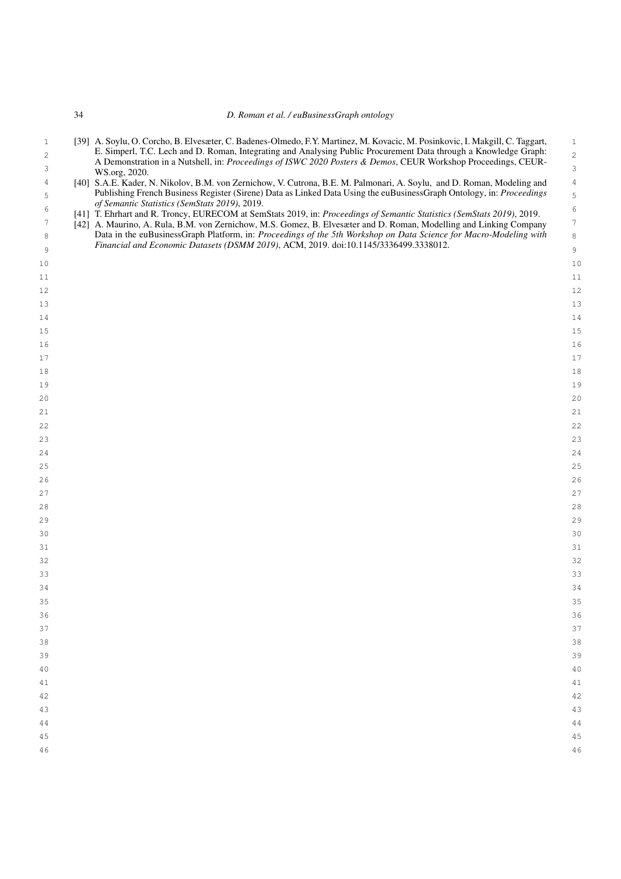[39] A. Soylu, O. Corcho, B. Elvesæter, C. Badenes-Olmedo, F.Y. Martinez, M. Kovacic, M. Posinkovic, I. Makgill, C. Taggart, E. Simperl, T.C. Lech and D. Roman, Integrating and Analysing Public Procurement Data through a Knowledge Graph: A Demonstration in a Nutshell, in: *Proceedings of ISWC 2020 Posters & Demos*, CEUR Workshop Proceedings, CEUR-WS.org, 2020.

[40] S.A.E. Kader, N. Nikolov, B.M. von Zernichow, V. Cutrona, B.E. M. Palmonari, A. Soylu, and D. Roman, Modeling and Publishing French Business Register (Sirene) Data as Linked Data Using the euBusinessGraph Ontology, in: *Proceedings of Semantic Statistics (SemStats 2019)*, 2019.

[41] T. Ehrhart and R. Troncy, EURECOM at SemStats 2019, in: *Proceedings of Semantic Statistics (SemStats 2019)*, 2019.

[42] A. Maurino, A. Rula, B.M. von Zernichow, M.S. Gomez, B. Elvesæter and D. Roman, Modelling and Linking Company Data in the euBusinessGraph Platform, in: *Proceedings of the 5th Workshop on Data Science for Macro-Modeling with Financial and Economic Datasets (DSMM 2019)*, ACM, 2019. doi:10.1145/3336499.3338012.